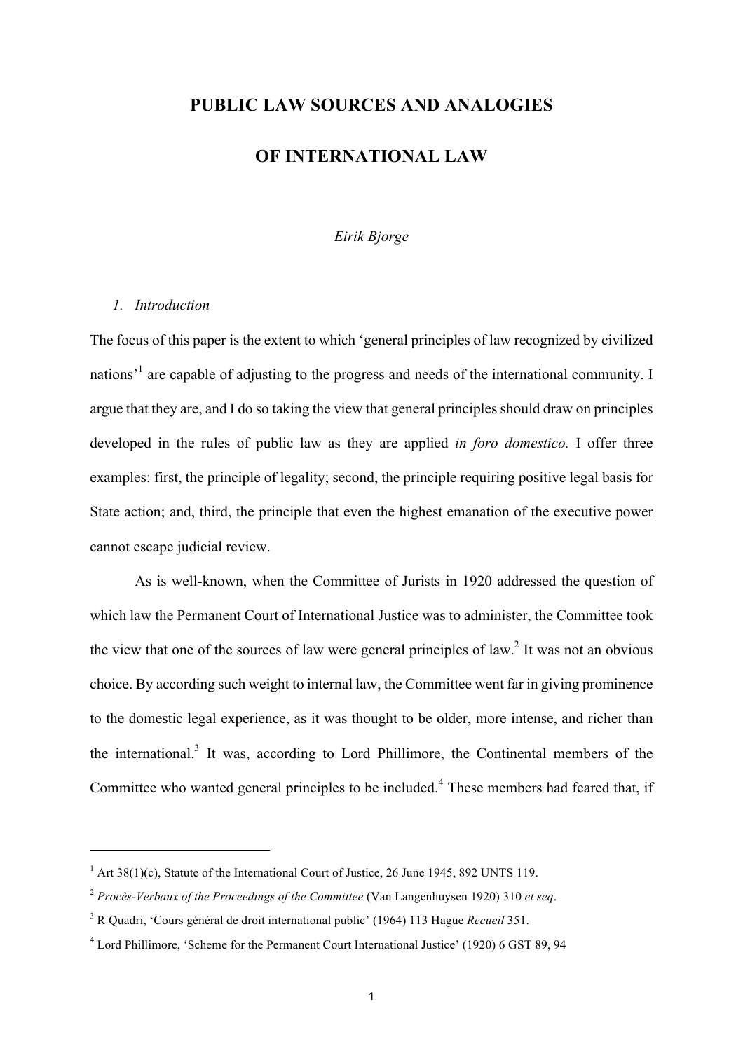# PUBLIC LAW SOURCES AND ANALOGIES OF INTERNATIONAL LAW

*Eirik Bjorge*

## 1. Introduction

The focus of this paper is the extent to which 'general principles of law recognized by civilized nations'[1] are capable of adjusting to the progress and needs of the international community. I argue that they are, and I do so taking the view that general principles should draw on principles developed in the rules of public law as they are applied *in foro domestico.* I offer three examples: first, the principle of legality; second, the principle requiring positive legal basis for State action; and, third, the principle that even the highest emanation of the executive power cannot escape judicial review.

As is well-known, when the Committee of Jurists in 1920 addressed the question of which law the Permanent Court of International Justice was to administer, the Committee took the view that one of the sources of law were general principles of law.[2] It was not an obvious choice. By according such weight to internal law, the Committee went far in giving prominence to the domestic legal experience, as it was thought to be older, more intense, and richer than the international.[3] It was, according to Lord Phillimore, the Continental members of the Committee who wanted general principles to be included.[4] These members had feared that, if

---

[1] Art 38(1)(c), Statute of the International Court of Justice, 26 June 1945, 892 UNTS 119.

[2] *Procès-Verbaux of the Proceedings of the Committee* (Van Langenhuysen 1920) 310 *et seq*.

[3] R Quadri, 'Cours général de droit international public' (1964) 113 Hague *Recueil* 351.

[4] Lord Phillimore, 'Scheme for the Permanent Court International Justice' (1920) 6 GST 89, 94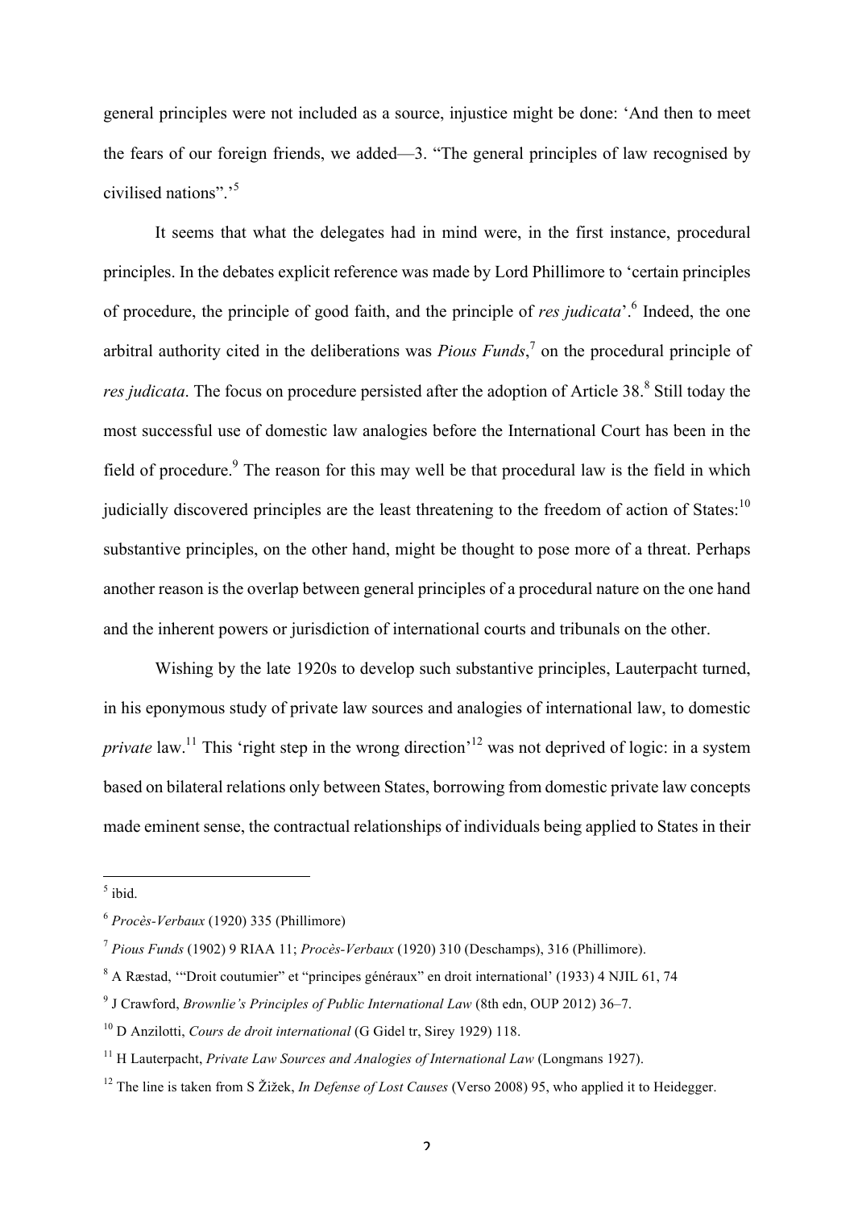general principles were not included as a source, injustice might be done: 'And then to meet the fears of our foreign friends, we added—3. "The general principles of law recognised by civilised nations".'[5]

It seems that what the delegates had in mind were, in the first instance, procedural principles. In the debates explicit reference was made by Lord Phillimore to 'certain principles of procedure, the principle of good faith, and the principle of *res judicata*'.[6] Indeed, the one arbitral authority cited in the deliberations was *Pious Funds*,[7] on the procedural principle of *res judicata*. The focus on procedure persisted after the adoption of Article 38.[8] Still today the most successful use of domestic law analogies before the International Court has been in the field of procedure.[9] The reason for this may well be that procedural law is the field in which judicially discovered principles are the least threatening to the freedom of action of States:[10] substantive principles, on the other hand, might be thought to pose more of a threat. Perhaps another reason is the overlap between general principles of a procedural nature on the one hand and the inherent powers or jurisdiction of international courts and tribunals on the other.

Wishing by the late 1920s to develop such substantive principles, Lauterpacht turned, in his eponymous study of private law sources and analogies of international law, to domestic *private* law.[11] This 'right step in the wrong direction'[12] was not deprived of logic: in a system based on bilateral relations only between States, borrowing from domestic private law concepts made eminent sense, the contractual relationships of individuals being applied to States in their

---

[5] ibid.

[6] *Procès-Verbaux* (1920) 335 (Phillimore)

[7] *Pious Funds* (1902) 9 RIAA 11; *Procès-Verbaux* (1920) 310 (Deschamps), 316 (Phillimore).

[8] A Ræstad, '"Droit coutumier" et "principes généraux" en droit international' (1933) 4 NJIL 61, 74

[9] J Crawford, *Brownlie's Principles of Public International Law* (8th edn, OUP 2012) 36–7.

[10] D Anzilotti, *Cours de droit international* (G Gidel tr, Sirey 1929) 118.

[11] H Lauterpacht, *Private Law Sources and Analogies of International Law* (Longmans 1927).

[12] The line is taken from S Žižek, *In Defense of Lost Causes* (Verso 2008) 95, who applied it to Heidegger.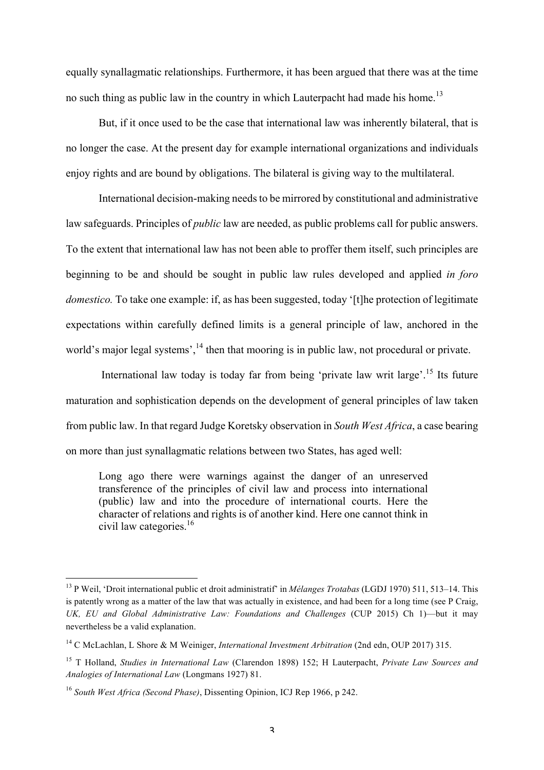equally synallagmatic relationships. Furthermore, it has been argued that there was at the time no such thing as public law in the country in which Lauterpacht had made his home.[13]

But, if it once used to be the case that international law was inherently bilateral, that is no longer the case. At the present day for example international organizations and individuals enjoy rights and are bound by obligations. The bilateral is giving way to the multilateral.

International decision-making needs to be mirrored by constitutional and administrative law safeguards. Principles of *public* law are needed, as public problems call for public answers. To the extent that international law has not been able to proffer them itself, such principles are beginning to be and should be sought in public law rules developed and applied *in foro domestico.* To take one example: if, as has been suggested, today '[t]he protection of legitimate expectations within carefully defined limits is a general principle of law, anchored in the world's major legal systems',[14] then that mooring is in public law, not procedural or private.

International law today is today far from being 'private law writ large'.[15] Its future maturation and sophistication depends on the development of general principles of law taken from public law. In that regard Judge Koretsky observation in *South West Africa*, a case bearing on more than just synallagmatic relations between two States, has aged well:

> Long ago there were warnings against the danger of an unreserved transference of the principles of civil law and process into international (public) law and into the procedure of international courts. Here the character of relations and rights is of another kind. Here one cannot think in civil law categories.[16]

---

[13] P Weil, 'Droit international public et droit administratif' in *Mélanges Trotabas* (LGDJ 1970) 511, 513–14. This is patently wrong as a matter of the law that was actually in existence, and had been for a long time (see P Craig, *UK, EU and Global Administrative Law: Foundations and Challenges* (CUP 2015) Ch 1)—but it may nevertheless be a valid explanation.

[14] C McLachlan, L Shore & M Weiniger, *International Investment Arbitration* (2nd edn, OUP 2017) 315.

[15] T Holland, *Studies in International Law* (Clarendon 1898) 152; H Lauterpacht, *Private Law Sources and Analogies of International Law* (Longmans 1927) 81.

[16] *South West Africa (Second Phase)*, Dissenting Opinion, ICJ Rep 1966, p 242.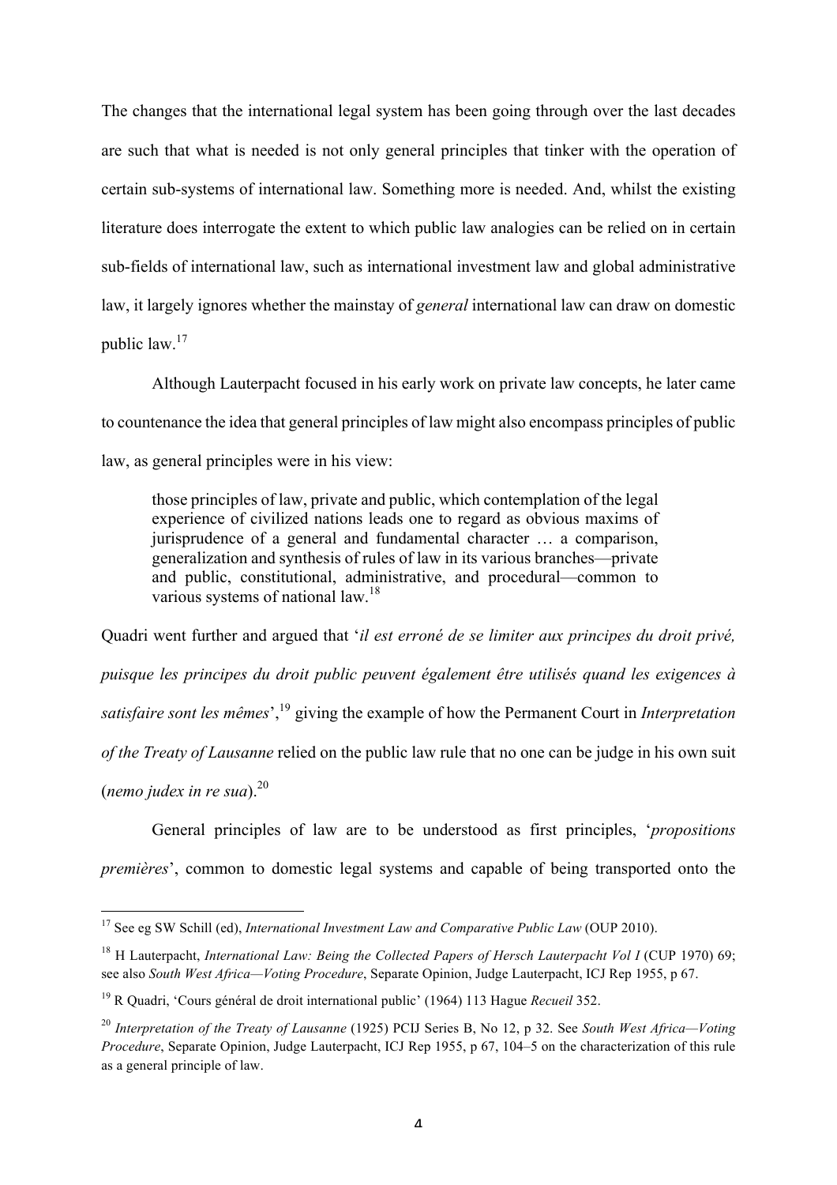The changes that the international legal system has been going through over the last decades are such that what is needed is not only general principles that tinker with the operation of certain sub-systems of international law. Something more is needed. And, whilst the existing literature does interrogate the extent to which public law analogies can be relied on in certain sub-fields of international law, such as international investment law and global administrative law, it largely ignores whether the mainstay of *general* international law can draw on domestic public law.[17]

Although Lauterpacht focused in his early work on private law concepts, he later came to countenance the idea that general principles of law might also encompass principles of public law, as general principles were in his view:

> those principles of law, private and public, which contemplation of the legal experience of civilized nations leads one to regard as obvious maxims of jurisprudence of a general and fundamental character … a comparison, generalization and synthesis of rules of law in its various branches—private and public, constitutional, administrative, and procedural—common to various systems of national law.[18]

Quadri went further and argued that '*il est erroné de se limiter aux principes du droit privé, puisque les principes du droit public peuvent également être utilisés quand les exigences à satisfaire sont les mêmes*',[19] giving the example of how the Permanent Court in *Interpretation of the Treaty of Lausanne* relied on the public law rule that no one can be judge in his own suit (*nemo judex in re sua*).[20]

General principles of law are to be understood as first principles, '*propositions premières*', common to domestic legal systems and capable of being transported onto the

---

[17] See eg SW Schill (ed), *International Investment Law and Comparative Public Law* (OUP 2010).

[18] H Lauterpacht, *International Law: Being the Collected Papers of Hersch Lauterpacht Vol I* (CUP 1970) 69; see also *South West Africa—Voting Procedure*, Separate Opinion, Judge Lauterpacht, ICJ Rep 1955, p 67.

[19] R Quadri, 'Cours général de droit international public' (1964) 113 Hague *Recueil* 352.

[20] *Interpretation of the Treaty of Lausanne* (1925) PCIJ Series B, No 12, p 32. See *South West Africa—Voting Procedure*, Separate Opinion, Judge Lauterpacht, ICJ Rep 1955, p 67, 104–5 on the characterization of this rule as a general principle of law.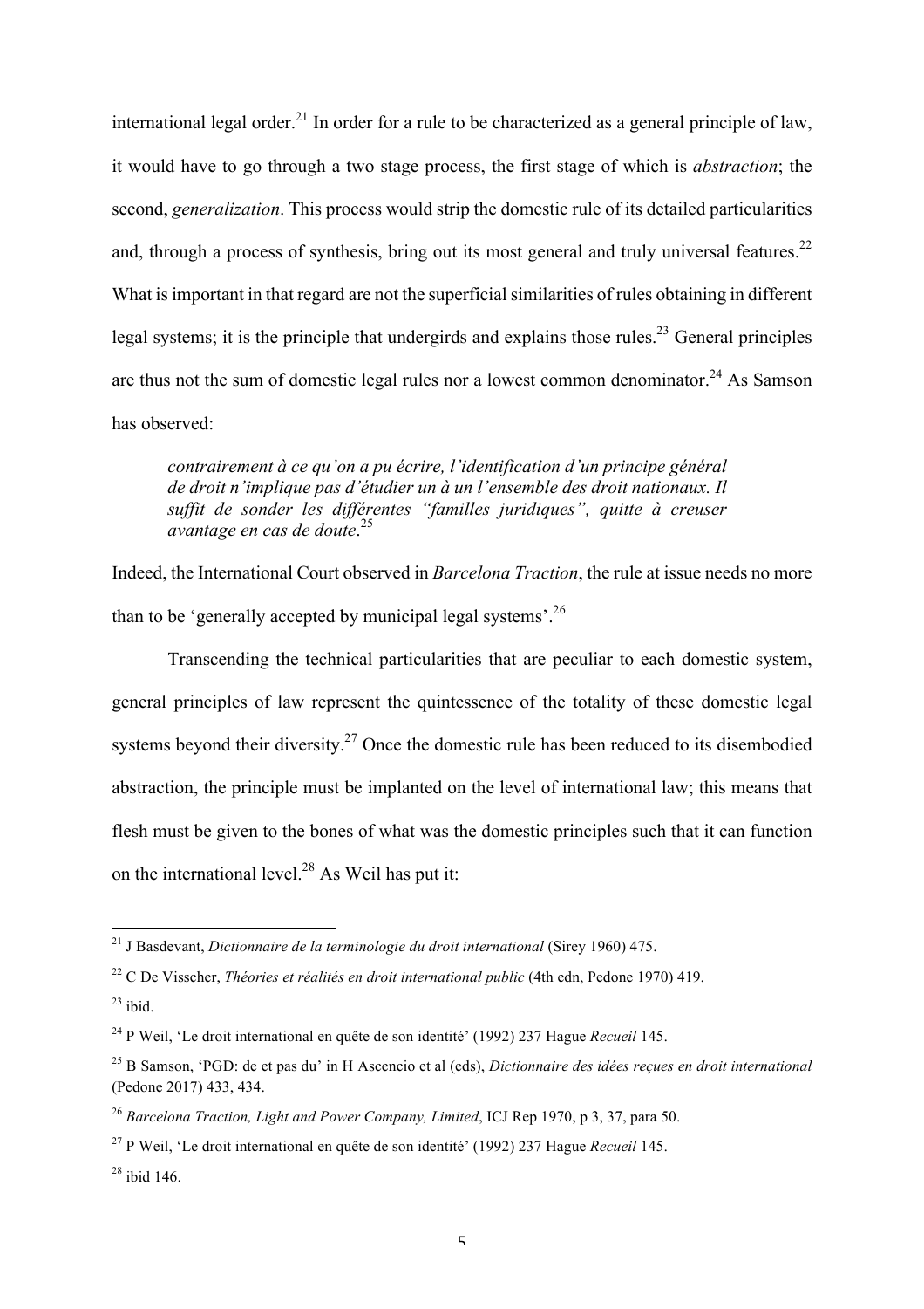international legal order.[21] In order for a rule to be characterized as a general principle of law, it would have to go through a two stage process, the first stage of which is *abstraction*; the second, *generalization*. This process would strip the domestic rule of its detailed particularities and, through a process of synthesis, bring out its most general and truly universal features.[22] What is important in that regard are not the superficial similarities of rules obtaining in different legal systems; it is the principle that undergirds and explains those rules.[23] General principles are thus not the sum of domestic legal rules nor a lowest common denominator.[24] As Samson has observed:

> *contrairement à ce qu'on a pu écrire, l'identification d'un principe général de droit n'implique pas d'étudier un à un l'ensemble des droit nationaux. Il suffit de sonder les différentes "familles juridiques", quitte à creuser avantage en cas de doute*.[25]

Indeed, the International Court observed in *Barcelona Traction*, the rule at issue needs no more than to be 'generally accepted by municipal legal systems'.[26]

Transcending the technical particularities that are peculiar to each domestic system, general principles of law represent the quintessence of the totality of these domestic legal systems beyond their diversity.[27] Once the domestic rule has been reduced to its disembodied abstraction, the principle must be implanted on the level of international law; this means that flesh must be given to the bones of what was the domestic principles such that it can function on the international level.[28] As Weil has put it:

---

[21] J Basdevant, *Dictionnaire de la terminologie du droit international* (Sirey 1960) 475.

[22] C De Visscher, *Théories et réalités en droit international public* (4th edn, Pedone 1970) 419.

[23] ibid.

[24] P Weil, 'Le droit international en quête de son identité' (1992) 237 Hague *Recueil* 145.

[25] B Samson, 'PGD: de et pas du' in H Ascencio et al (eds), *Dictionnaire des idées reçues en droit international* (Pedone 2017) 433, 434.

[26] *Barcelona Traction, Light and Power Company, Limited*, ICJ Rep 1970, p 3, 37, para 50.

[27] P Weil, 'Le droit international en quête de son identité' (1992) 237 Hague *Recueil* 145.

[28] ibid 146.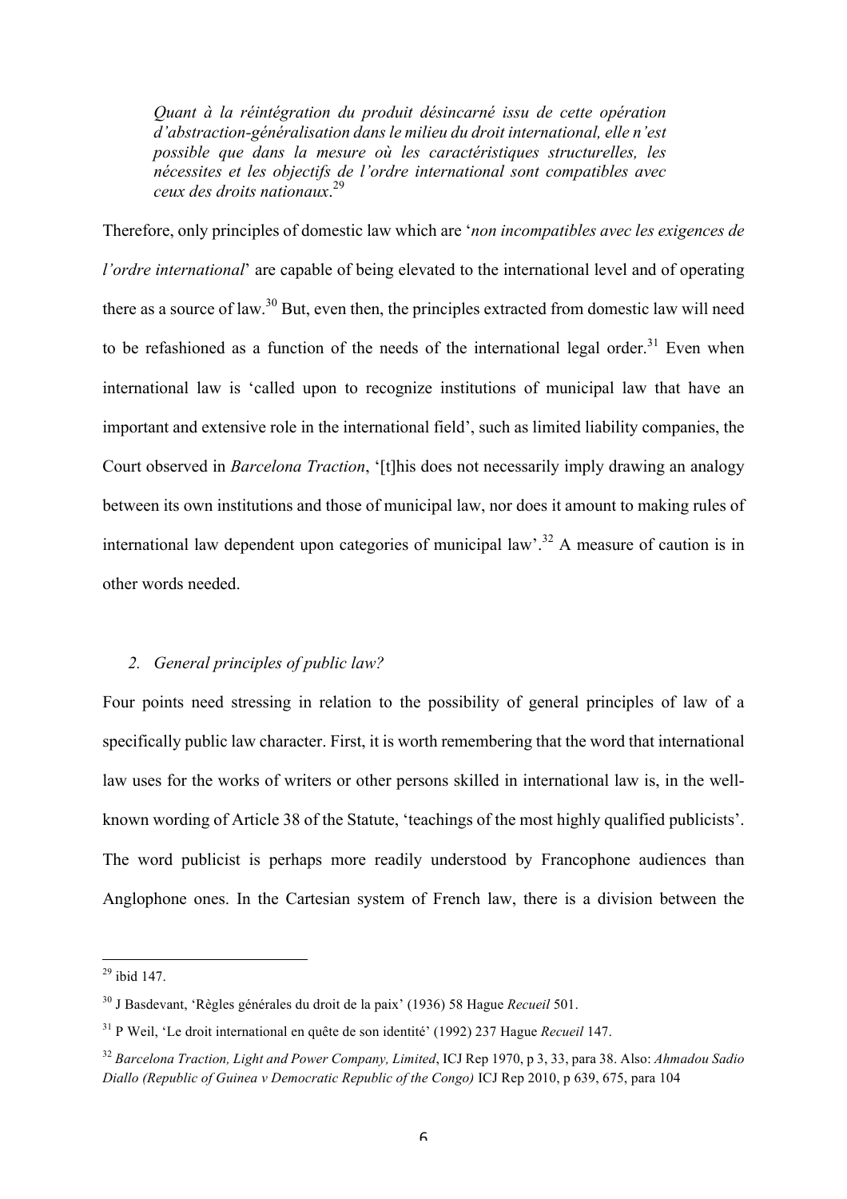> *Quant à la réintégration du produit désincarné issu de cette opération d'abstraction-généralisation dans le milieu du droit international, elle n'est possible que dans la mesure où les caractéristiques structurelles, les nécessites et les objectifs de l'ordre international sont compatibles avec ceux des droits nationaux*.[29]

Therefore, only principles of domestic law which are '*non incompatibles avec les exigences de l'ordre international*' are capable of being elevated to the international level and of operating there as a source of law.[30] But, even then, the principles extracted from domestic law will need to be refashioned as a function of the needs of the international legal order.[31] Even when international law is 'called upon to recognize institutions of municipal law that have an important and extensive role in the international field', such as limited liability companies, the Court observed in *Barcelona Traction*, '[t]his does not necessarily imply drawing an analogy between its own institutions and those of municipal law, nor does it amount to making rules of international law dependent upon categories of municipal law'.[32] A measure of caution is in other words needed.

### 2. *General principles of public law?*

Four points need stressing in relation to the possibility of general principles of law of a specifically public law character. First, it is worth remembering that the word that international law uses for the works of writers or other persons skilled in international law is, in the well-known wording of Article 38 of the Statute, 'teachings of the most highly qualified publicists'. The word publicist is perhaps more readily understood by Francophone audiences than Anglophone ones. In the Cartesian system of French law, there is a division between the

---

[29] ibid 147.

[30] J Basdevant, 'Règles générales du droit de la paix' (1936) 58 Hague *Recueil* 501.

[31] P Weil, 'Le droit international en quête de son identité' (1992) 237 Hague *Recueil* 147.

[32] *Barcelona Traction, Light and Power Company, Limited*, ICJ Rep 1970, p 3, 33, para 38. Also: *Ahmadou Sadio Diallo (Republic of Guinea v Democratic Republic of the Congo)* ICJ Rep 2010, p 639, 675, para 104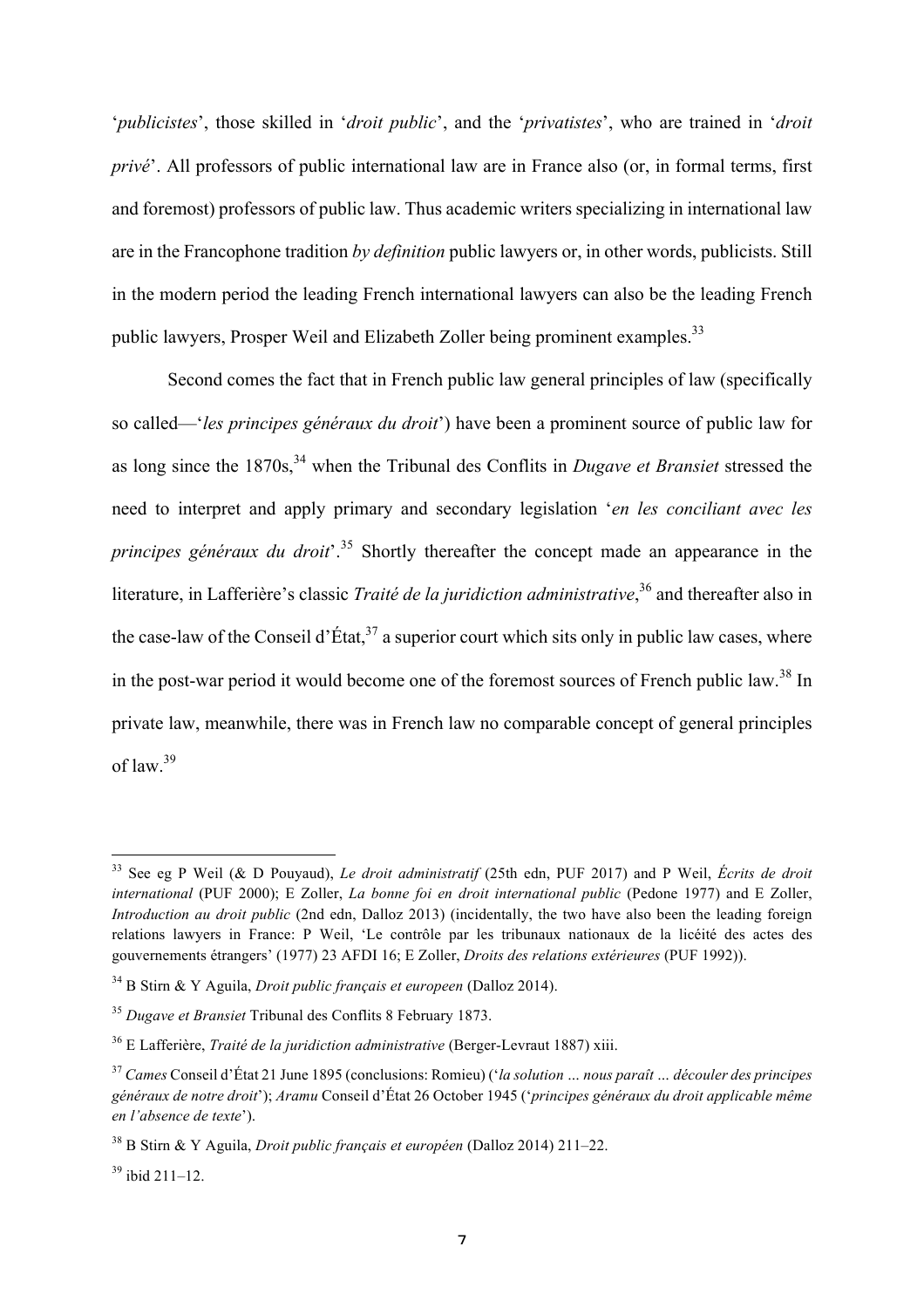'*publicistes*', those skilled in '*droit public*', and the '*privatistes*', who are trained in '*droit privé*'. All professors of public international law are in France also (or, in formal terms, first and foremost) professors of public law. Thus academic writers specializing in international law are in the Francophone tradition *by definition* public lawyers or, in other words, publicists. Still in the modern period the leading French international lawyers can also be the leading French public lawyers, Prosper Weil and Elizabeth Zoller being prominent examples.[33]

Second comes the fact that in French public law general principles of law (specifically so called—'*les principes généraux du droit*') have been a prominent source of public law for as long since the 1870s,[34] when the Tribunal des Conflits in *Dugave et Bransiet* stressed the need to interpret and apply primary and secondary legislation '*en les conciliant avec les principes généraux du droit*'.[35] Shortly thereafter the concept made an appearance in the literature, in Lafferière's classic *Traité de la juridiction administrative*,[36] and thereafter also in the case-law of the Conseil d'État,[37] a superior court which sits only in public law cases, where in the post-war period it would become one of the foremost sources of French public law.[38] In private law, meanwhile, there was in French law no comparable concept of general principles of law.[39]

---

[33] See eg P Weil (& D Pouyaud), *Le droit administratif* (25th edn, PUF 2017) and P Weil, *Écrits de droit international* (PUF 2000); E Zoller, *La bonne foi en droit international public* (Pedone 1977) and E Zoller, *Introduction au droit public* (2nd edn, Dalloz 2013) (incidentally, the two have also been the leading foreign relations lawyers in France: P Weil, 'Le contrôle par les tribunaux nationaux de la licéité des actes des gouvernements étrangers' (1977) 23 AFDI 16; E Zoller, *Droits des relations extérieures* (PUF 1992)).

[34] B Stirn & Y Aguila, *Droit public français et europeen* (Dalloz 2014).

[35] *Dugave et Bransiet* Tribunal des Conflits 8 February 1873.

[36] E Lafferière, *Traité de la juridiction administrative* (Berger-Levraut 1887) xiii.

[37] *Cames* Conseil d'État 21 June 1895 (conclusions: Romieu) ('*la solution … nous paraît … découler des principes généraux de notre droit*'); *Aramu* Conseil d'État 26 October 1945 ('*principes généraux du droit applicable même en l'absence de texte*').

[38] B Stirn & Y Aguila, *Droit public français et européen* (Dalloz 2014) 211–22.

[39] ibid 211–12.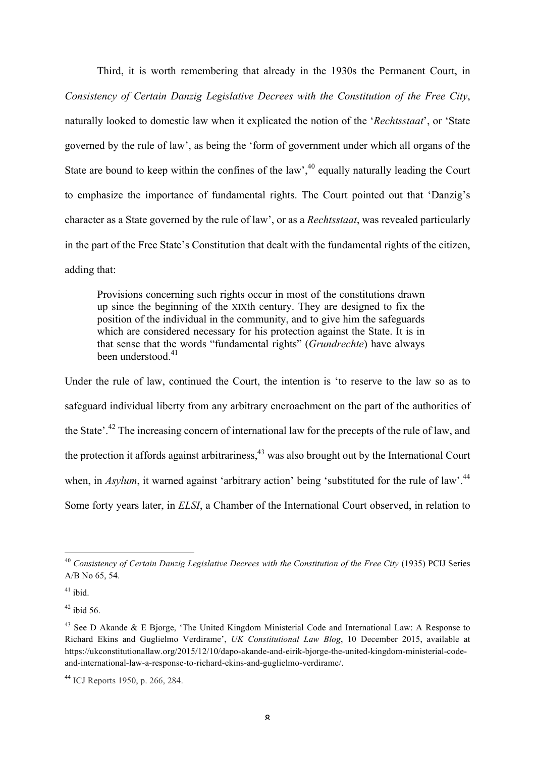Third, it is worth remembering that already in the 1930s the Permanent Court, in *Consistency of Certain Danzig Legislative Decrees with the Constitution of the Free City*, naturally looked to domestic law when it explicated the notion of the '*Rechtsstaat*', or 'State governed by the rule of law', as being the 'form of government under which all organs of the State are bound to keep within the confines of the law',[40] equally naturally leading the Court to emphasize the importance of fundamental rights. The Court pointed out that 'Danzig's character as a State governed by the rule of law', or as a *Rechtsstaat*, was revealed particularly in the part of the Free State's Constitution that dealt with the fundamental rights of the citizen, adding that:

> Provisions concerning such rights occur in most of the constitutions drawn up since the beginning of the XIXth century. They are designed to fix the position of the individual in the community, and to give him the safeguards which are considered necessary for his protection against the State. It is in that sense that the words "fundamental rights" (*Grundrechte*) have always been understood.[41]

Under the rule of law, continued the Court, the intention is 'to reserve to the law so as to safeguard individual liberty from any arbitrary encroachment on the part of the authorities of the State'.[42] The increasing concern of international law for the precepts of the rule of law, and the protection it affords against arbitrariness,[43] was also brought out by the International Court when, in *Asylum*, it warned against 'arbitrary action' being 'substituted for the rule of law'.[44] Some forty years later, in *ELSI*, a Chamber of the International Court observed, in relation to

---

[40] *Consistency of Certain Danzig Legislative Decrees with the Constitution of the Free City* (1935) PCIJ Series A/B No 65, 54.

[41] ibid.

[42] ibid 56.

[43] See D Akande & E Bjorge, 'The United Kingdom Ministerial Code and International Law: A Response to Richard Ekins and Guglielmo Verdirame', *UK Constitutional Law Blog*, 10 December 2015, available at https://ukconstitutionallaw.org/2015/12/10/dapo-akande-and-eirik-bjorge-the-united-kingdom-ministerial-code-and-international-law-a-response-to-richard-ekins-and-guglielmo-verdirame/.

[44] ICJ Reports 1950, p. 266, 284.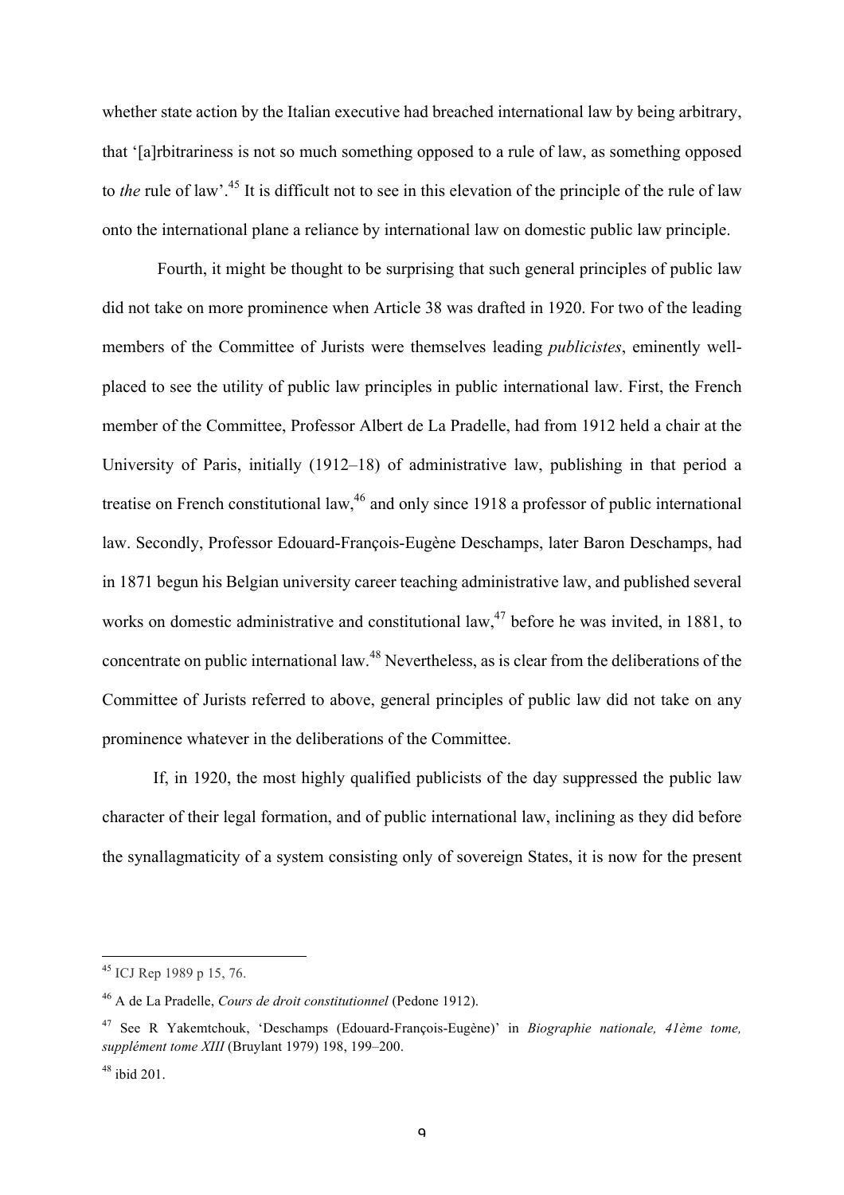whether state action by the Italian executive had breached international law by being arbitrary, that '[a]rbitrariness is not so much something opposed to a rule of law, as something opposed to *the* rule of law'.[45] It is difficult not to see in this elevation of the principle of the rule of law onto the international plane a reliance by international law on domestic public law principle.

Fourth, it might be thought to be surprising that such general principles of public law did not take on more prominence when Article 38 was drafted in 1920. For two of the leading members of the Committee of Jurists were themselves leading *publicistes*, eminently well-placed to see the utility of public law principles in public international law. First, the French member of the Committee, Professor Albert de La Pradelle, had from 1912 held a chair at the University of Paris, initially (1912–18) of administrative law, publishing in that period a treatise on French constitutional law,[46] and only since 1918 a professor of public international law. Secondly, Professor Edouard-François-Eugène Deschamps, later Baron Deschamps, had in 1871 begun his Belgian university career teaching administrative law, and published several works on domestic administrative and constitutional law,[47] before he was invited, in 1881, to concentrate on public international law.[48] Nevertheless, as is clear from the deliberations of the Committee of Jurists referred to above, general principles of public law did not take on any prominence whatever in the deliberations of the Committee.

If, in 1920, the most highly qualified publicists of the day suppressed the public law character of their legal formation, and of public international law, inclining as they did before the synallagmaticity of a system consisting only of sovereign States, it is now for the present

---

[45] ICJ Rep 1989 p 15, 76.

[46] A de La Pradelle, *Cours de droit constitutionnel* (Pedone 1912).

[47] See R Yakemtchouk, 'Deschamps (Edouard-François-Eugène)' in *Biographie nationale, 41ème tome, supplément tome XIII* (Bruylant 1979) 198, 199–200.

[48] ibid 201.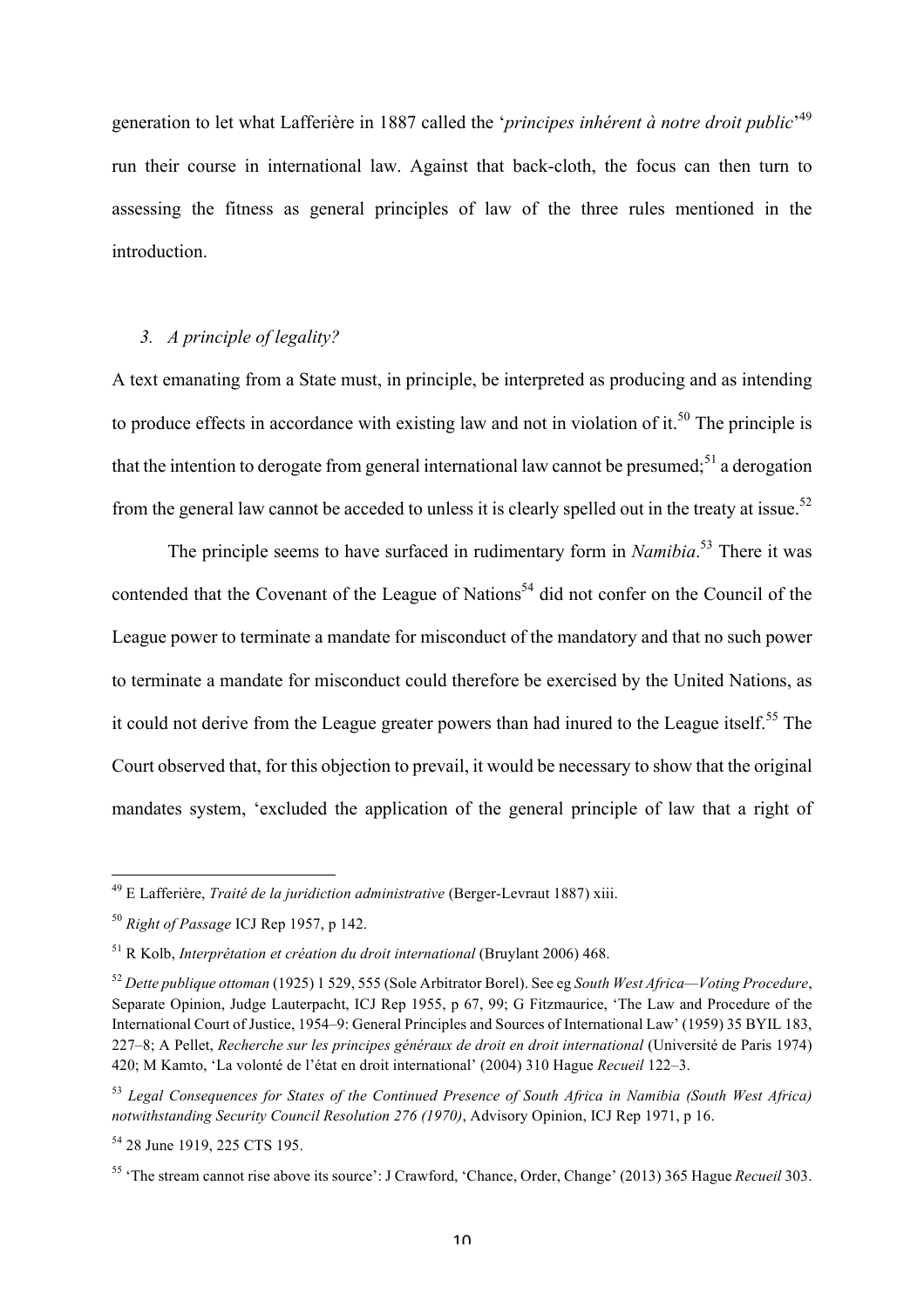generation to let what Lafferière in 1887 called the '*principes inhérent à notre droit public*'[49] run their course in international law. Against that back-cloth, the focus can then turn to assessing the fitness as general principles of law of the three rules mentioned in the introduction.

### *3. A principle of legality?*

A text emanating from a State must, in principle, be interpreted as producing and as intending to produce effects in accordance with existing law and not in violation of it.[50] The principle is that the intention to derogate from general international law cannot be presumed;[51] a derogation from the general law cannot be acceded to unless it is clearly spelled out in the treaty at issue.[52]

The principle seems to have surfaced in rudimentary form in *Namibia*.[53] There it was contended that the Covenant of the League of Nations[54] did not confer on the Council of the League power to terminate a mandate for misconduct of the mandatory and that no such power to terminate a mandate for misconduct could therefore be exercised by the United Nations, as it could not derive from the League greater powers than had inured to the League itself.[55] The Court observed that, for this objection to prevail, it would be necessary to show that the original mandates system, 'excluded the application of the general principle of law that a right of

---

[49] E Lafferière, *Traité de la juridiction administrative* (Berger-Levraut 1887) xiii.

[50] *Right of Passage* ICJ Rep 1957, p 142.

[51] R Kolb, *Interprétation et création du droit international* (Bruylant 2006) 468.

[52] *Dette publique ottoman* (1925) 1 529, 555 (Sole Arbitrator Borel). See eg *South West Africa—Voting Procedure*, Separate Opinion, Judge Lauterpacht, ICJ Rep 1955, p 67, 99; G Fitzmaurice, 'The Law and Procedure of the International Court of Justice, 1954–9: General Principles and Sources of International Law' (1959) 35 BYIL 183, 227–8; A Pellet, *Recherche sur les principes généraux de droit en droit international* (Université de Paris 1974) 420; M Kamto, 'La volonté de l'état en droit international' (2004) 310 Hague *Recueil* 122–3.

[53] *Legal Consequences for States of the Continued Presence of South Africa in Namibia (South West Africa) notwithstanding Security Council Resolution 276 (1970)*, Advisory Opinion, ICJ Rep 1971, p 16.

[54] 28 June 1919, 225 CTS 195.

[55] 'The stream cannot rise above its source': J Crawford, 'Chance, Order, Change' (2013) 365 Hague *Recueil* 303.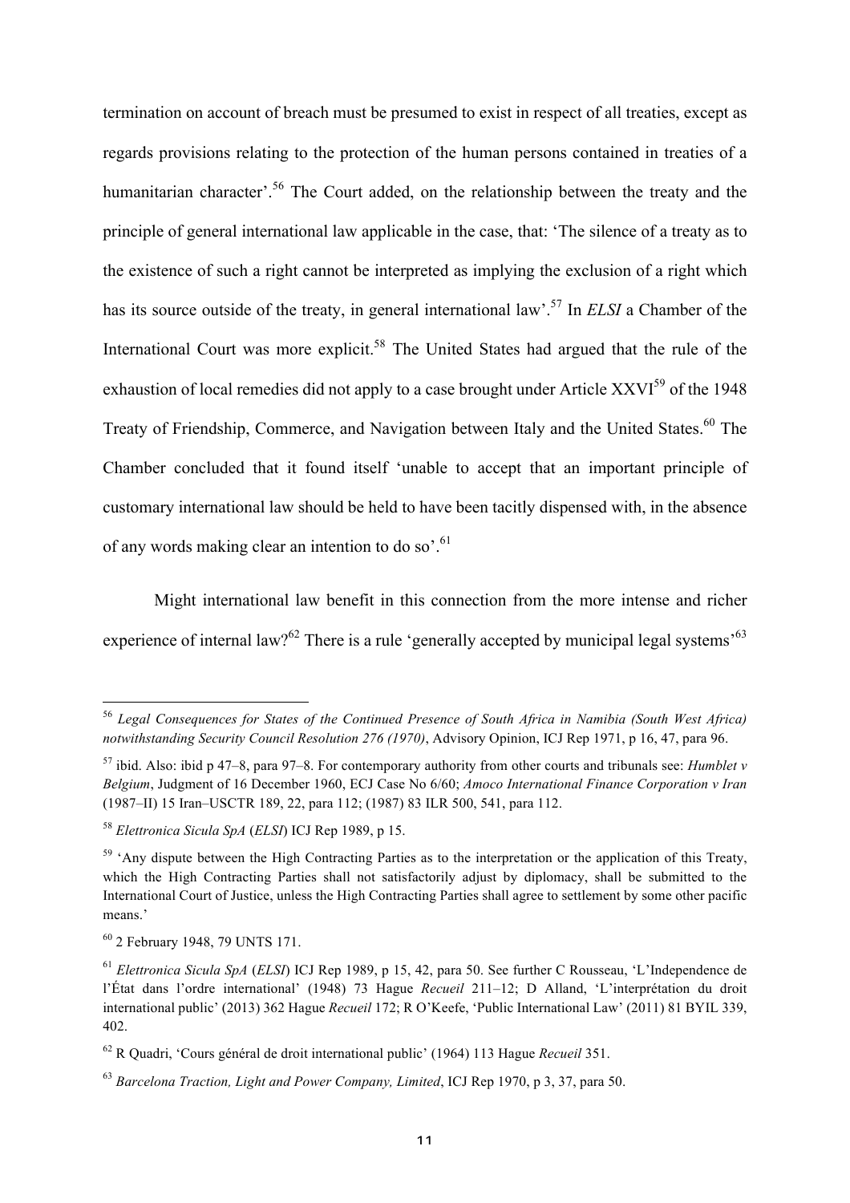termination on account of breach must be presumed to exist in respect of all treaties, except as regards provisions relating to the protection of the human persons contained in treaties of a humanitarian character'.[56] The Court added, on the relationship between the treaty and the principle of general international law applicable in the case, that: 'The silence of a treaty as to the existence of such a right cannot be interpreted as implying the exclusion of a right which has its source outside of the treaty, in general international law'.[57] In *ELSI* a Chamber of the International Court was more explicit.[58] The United States had argued that the rule of the exhaustion of local remedies did not apply to a case brought under Article XXVI[59] of the 1948 Treaty of Friendship, Commerce, and Navigation between Italy and the United States.[60] The Chamber concluded that it found itself 'unable to accept that an important principle of customary international law should be held to have been tacitly dispensed with, in the absence of any words making clear an intention to do so'.[61]

Might international law benefit in this connection from the more intense and richer experience of internal law?[62] There is a rule 'generally accepted by municipal legal systems'[63]

---

[56] *Legal Consequences for States of the Continued Presence of South Africa in Namibia (South West Africa) notwithstanding Security Council Resolution 276 (1970)*, Advisory Opinion, ICJ Rep 1971, p 16, 47, para 96.

[57] ibid. Also: ibid p 47–8, para 97–8. For contemporary authority from other courts and tribunals see: *Humblet v Belgium*, Judgment of 16 December 1960, ECJ Case No 6/60; *Amoco International Finance Corporation v Iran* (1987–II) 15 Iran–USCTR 189, 22, para 112; (1987) 83 ILR 500, 541, para 112.

[58] *Elettronica Sicula SpA* (*ELSI*) ICJ Rep 1989, p 15.

[59] 'Any dispute between the High Contracting Parties as to the interpretation or the application of this Treaty, which the High Contracting Parties shall not satisfactorily adjust by diplomacy, shall be submitted to the International Court of Justice, unless the High Contracting Parties shall agree to settlement by some other pacific means.'

[60] 2 February 1948, 79 UNTS 171.

[61] *Elettronica Sicula SpA* (*ELSI*) ICJ Rep 1989, p 15, 42, para 50. See further C Rousseau, 'L'Independence de l'État dans l'ordre international' (1948) 73 Hague *Recueil* 211–12; D Alland, 'L'interprétation du droit international public' (2013) 362 Hague *Recueil* 172; R O'Keefe, 'Public International Law' (2011) 81 BYIL 339, 402.

[62] R Quadri, 'Cours général de droit international public' (1964) 113 Hague *Recueil* 351.

[63] *Barcelona Traction, Light and Power Company, Limited*, ICJ Rep 1970, p 3, 37, para 50.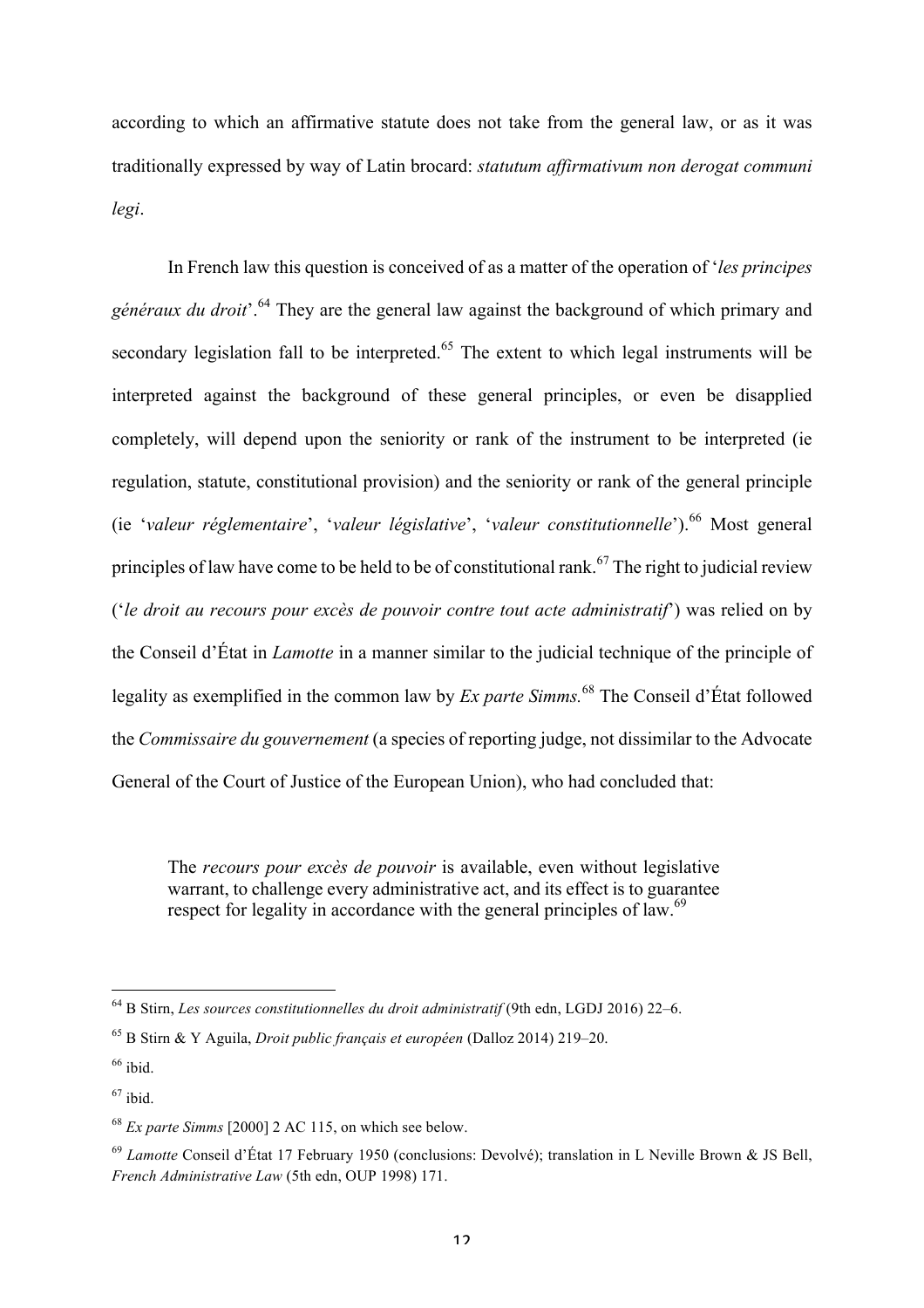according to which an affirmative statute does not take from the general law, or as it was traditionally expressed by way of Latin brocard: *statutum affirmativum non derogat communi legi*.

In French law this question is conceived of as a matter of the operation of '*les principes généraux du droit*'.[64] They are the general law against the background of which primary and secondary legislation fall to be interpreted.[65] The extent to which legal instruments will be interpreted against the background of these general principles, or even be disapplied completely, will depend upon the seniority or rank of the instrument to be interpreted (ie regulation, statute, constitutional provision) and the seniority or rank of the general principle (ie '*valeur réglementaire*', '*valeur législative*', '*valeur constitutionnelle*').[66] Most general principles of law have come to be held to be of constitutional rank.[67] The right to judicial review ('*le droit au recours pour excès de pouvoir contre tout acte administratif*') was relied on by the Conseil d'État in *Lamotte* in a manner similar to the judicial technique of the principle of legality as exemplified in the common law by *Ex parte Simms.*[68] The Conseil d'État followed the *Commissaire du gouvernement* (a species of reporting judge, not dissimilar to the Advocate General of the Court of Justice of the European Union), who had concluded that:

> The *recours pour excès de pouvoir* is available, even without legislative warrant, to challenge every administrative act, and its effect is to guarantee respect for legality in accordance with the general principles of law.[69]

---

[64] B Stirn, *Les sources constitutionnelles du droit administratif* (9th edn, LGDJ 2016) 22–6.

[65] B Stirn & Y Aguila, *Droit public français et européen* (Dalloz 2014) 219–20.

[66] ibid.

[67] ibid.

[68] *Ex parte Simms* [2000] 2 AC 115, on which see below.

[69] *Lamotte* Conseil d'État 17 February 1950 (conclusions: Devolvé); translation in L Neville Brown & JS Bell, *French Administrative Law* (5th edn, OUP 1998) 171.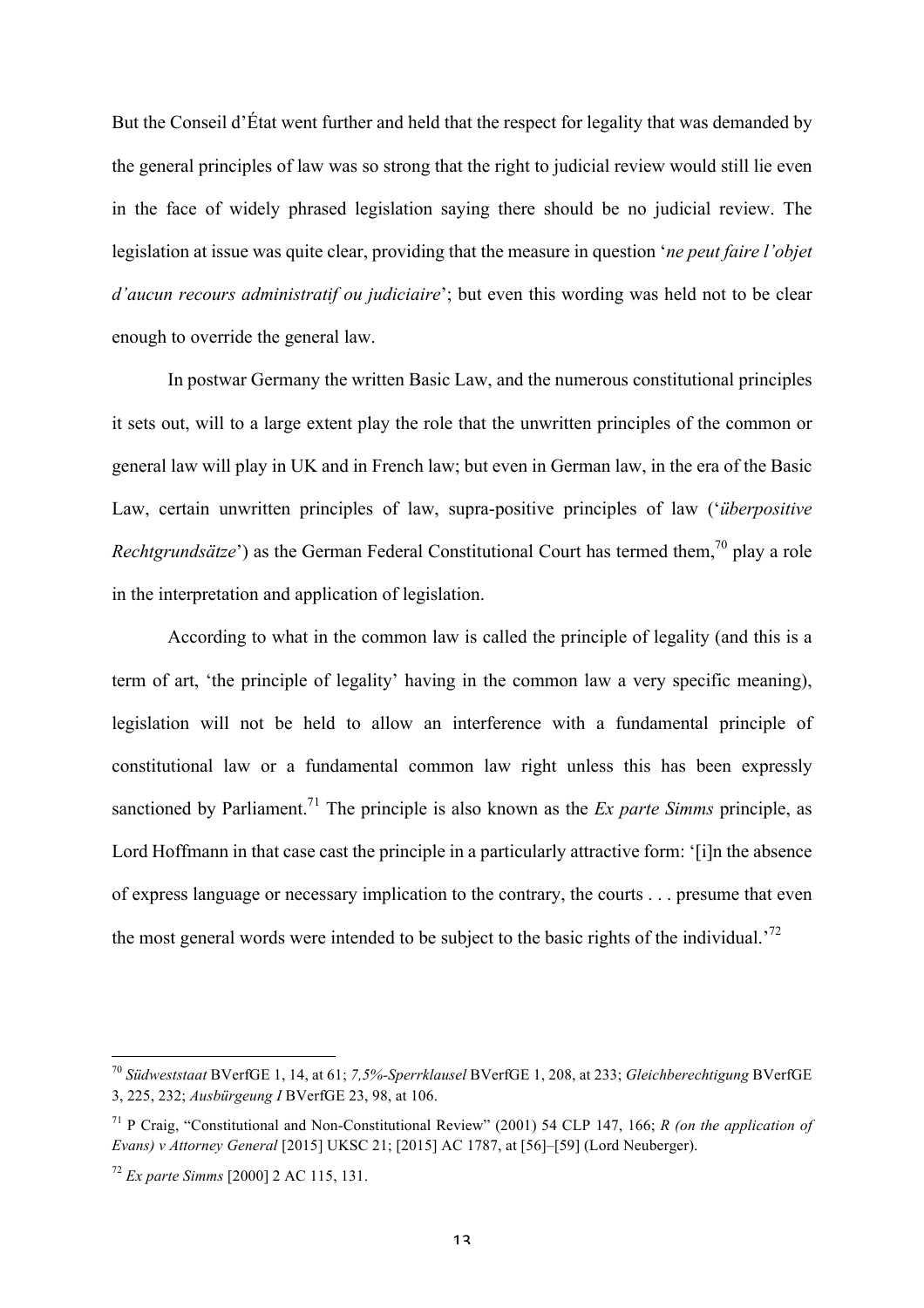But the Conseil d'État went further and held that the respect for legality that was demanded by the general principles of law was so strong that the right to judicial review would still lie even in the face of widely phrased legislation saying there should be no judicial review. The legislation at issue was quite clear, providing that the measure in question '*ne peut faire l'objet d'aucun recours administratif ou judiciaire*'; but even this wording was held not to be clear enough to override the general law.

In postwar Germany the written Basic Law, and the numerous constitutional principles it sets out, will to a large extent play the role that the unwritten principles of the common or general law will play in UK and in French law; but even in German law, in the era of the Basic Law, certain unwritten principles of law, supra-positive principles of law ('*überpositive Rechtgrundsätze*') as the German Federal Constitutional Court has termed them,[70] play a role in the interpretation and application of legislation.

According to what in the common law is called the principle of legality (and this is a term of art, 'the principle of legality' having in the common law a very specific meaning), legislation will not be held to allow an interference with a fundamental principle of constitutional law or a fundamental common law right unless this has been expressly sanctioned by Parliament.[71] The principle is also known as the *Ex parte Simms* principle, as Lord Hoffmann in that case cast the principle in a particularly attractive form: '[i]n the absence of express language or necessary implication to the contrary, the courts . . . presume that even the most general words were intended to be subject to the basic rights of the individual.'[72]

---

[70] *Südweststaat* BVerfGE 1, 14, at 61; *7,5%-Sperrklausel* BVerfGE 1, 208, at 233; *Gleichberechtigung* BVerfGE 3, 225, 232; *Ausbürgeung I* BVerfGE 23, 98, at 106.

[71] P Craig, "Constitutional and Non-Constitutional Review" (2001) 54 CLP 147, 166; *R (on the application of Evans) v Attorney General* [2015] UKSC 21; [2015] AC 1787, at [56]–[59] (Lord Neuberger).

[72] *Ex parte Simms* [2000] 2 AC 115, 131.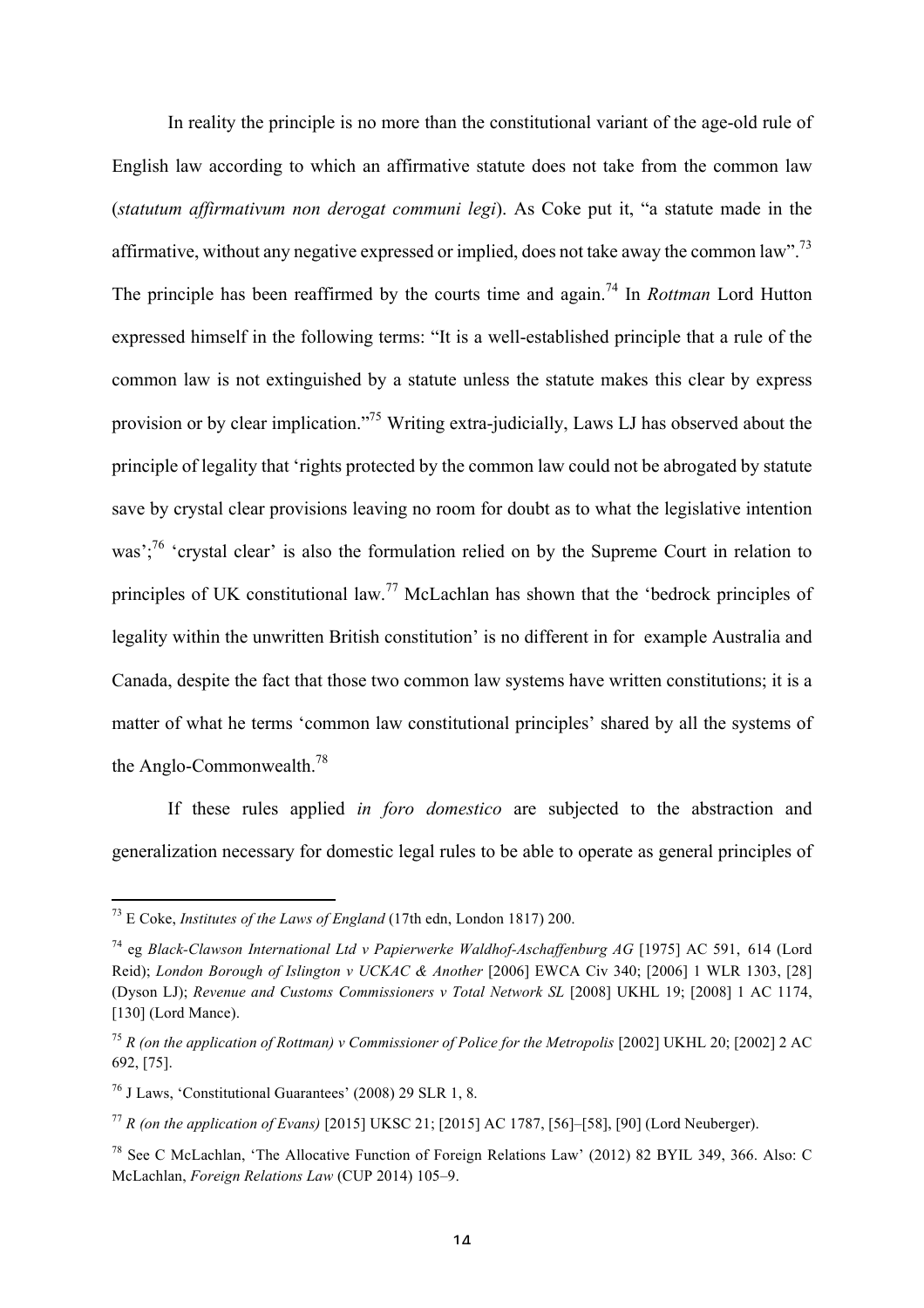In reality the principle is no more than the constitutional variant of the age-old rule of English law according to which an affirmative statute does not take from the common law (*statutum affirmativum non derogat communi legi*). As Coke put it, "a statute made in the affirmative, without any negative expressed or implied, does not take away the common law".[73] The principle has been reaffirmed by the courts time and again.[74] In *Rottman* Lord Hutton expressed himself in the following terms: "It is a well-established principle that a rule of the common law is not extinguished by a statute unless the statute makes this clear by express provision or by clear implication."[75] Writing extra-judicially, Laws LJ has observed about the principle of legality that 'rights protected by the common law could not be abrogated by statute save by crystal clear provisions leaving no room for doubt as to what the legislative intention was';[76] 'crystal clear' is also the formulation relied on by the Supreme Court in relation to principles of UK constitutional law.[77] McLachlan has shown that the 'bedrock principles of legality within the unwritten British constitution' is no different in for example Australia and Canada, despite the fact that those two common law systems have written constitutions; it is a matter of what he terms 'common law constitutional principles' shared by all the systems of the Anglo-Commonwealth.[78]

If these rules applied *in foro domestico* are subjected to the abstraction and generalization necessary for domestic legal rules to be able to operate as general principles of

---

[73] E Coke, *Institutes of the Laws of England* (17th edn, London 1817) 200.

[74] eg *Black-Clawson International Ltd v Papierwerke Waldhof-Aschaffenburg AG* [1975] AC 591, 614 (Lord Reid); *London Borough of Islington v UCKAC & Another* [2006] EWCA Civ 340; [2006] 1 WLR 1303, [28] (Dyson LJ); *Revenue and Customs Commissioners v Total Network SL* [2008] UKHL 19; [2008] 1 AC 1174, [130] (Lord Mance).

[75] *R (on the application of Rottman) v Commissioner of Police for the Metropolis* [2002] UKHL 20; [2002] 2 AC 692, [75].

[76] J Laws, 'Constitutional Guarantees' (2008) 29 SLR 1, 8.

[77] *R (on the application of Evans)* [2015] UKSC 21; [2015] AC 1787, [56]–[58], [90] (Lord Neuberger).

[78] See C McLachlan, 'The Allocative Function of Foreign Relations Law' (2012) 82 BYIL 349, 366. Also: C McLachlan, *Foreign Relations Law* (CUP 2014) 105–9.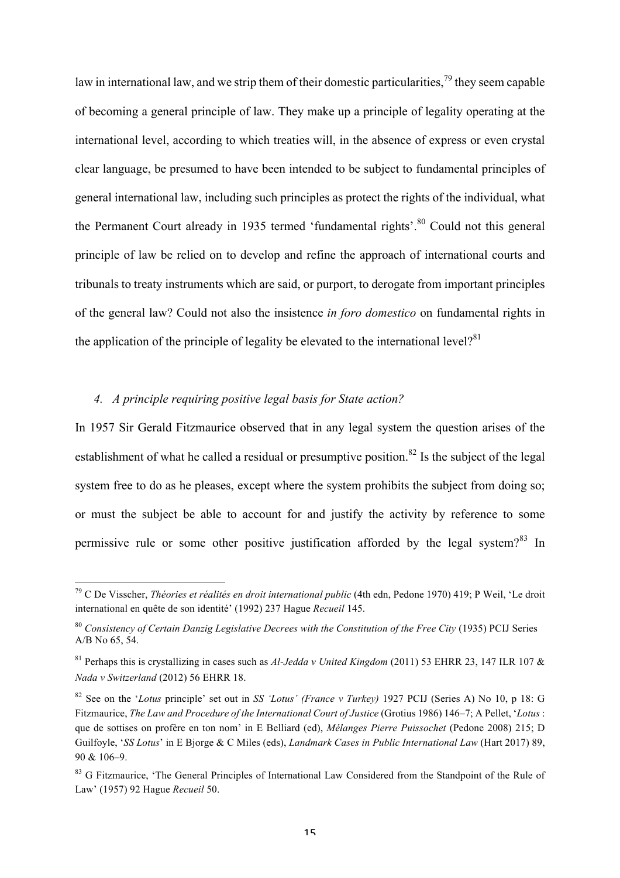law in international law, and we strip them of their domestic particularities,[79] they seem capable of becoming a general principle of law. They make up a principle of legality operating at the international level, according to which treaties will, in the absence of express or even crystal clear language, be presumed to have been intended to be subject to fundamental principles of general international law, including such principles as protect the rights of the individual, what the Permanent Court already in 1935 termed 'fundamental rights'.[80] Could not this general principle of law be relied on to develop and refine the approach of international courts and tribunals to treaty instruments which are said, or purport, to derogate from important principles of the general law? Could not also the insistence *in foro domestico* on fundamental rights in the application of the principle of legality be elevated to the international level?[81]

### *4. A principle requiring positive legal basis for State action?*

In 1957 Sir Gerald Fitzmaurice observed that in any legal system the question arises of the establishment of what he called a residual or presumptive position.[82] Is the subject of the legal system free to do as he pleases, except where the system prohibits the subject from doing so; or must the subject be able to account for and justify the activity by reference to some permissive rule or some other positive justification afforded by the legal system?[83] In

---

[79] C De Visscher, *Théories et réalités en droit international public* (4th edn, Pedone 1970) 419; P Weil, 'Le droit international en quête de son identité' (1992) 237 Hague *Recueil* 145.

[80] *Consistency of Certain Danzig Legislative Decrees with the Constitution of the Free City* (1935) PCIJ Series A/B No 65, 54.

[81] Perhaps this is crystallizing in cases such as *Al-Jedda v United Kingdom* (2011) 53 EHRR 23, 147 ILR 107 & *Nada v Switzerland* (2012) 56 EHRR 18.

[82] See on the '*Lotus* principle' set out in *SS 'Lotus' (France v Turkey)* 1927 PCIJ (Series A) No 10, p 18: G Fitzmaurice, *The Law and Procedure of the International Court of Justice* (Grotius 1986) 146–7; A Pellet, '*Lotus* : que de sottises on profère en ton nom' in E Belliard (ed), *Mélanges Pierre Puissochet* (Pedone 2008) 215; D Guilfoyle, '*SS Lotus*' in E Bjorge & C Miles (eds), *Landmark Cases in Public International Law* (Hart 2017) 89, 90 & 106–9.

[83] G Fitzmaurice, 'The General Principles of International Law Considered from the Standpoint of the Rule of Law' (1957) 92 Hague *Recueil* 50.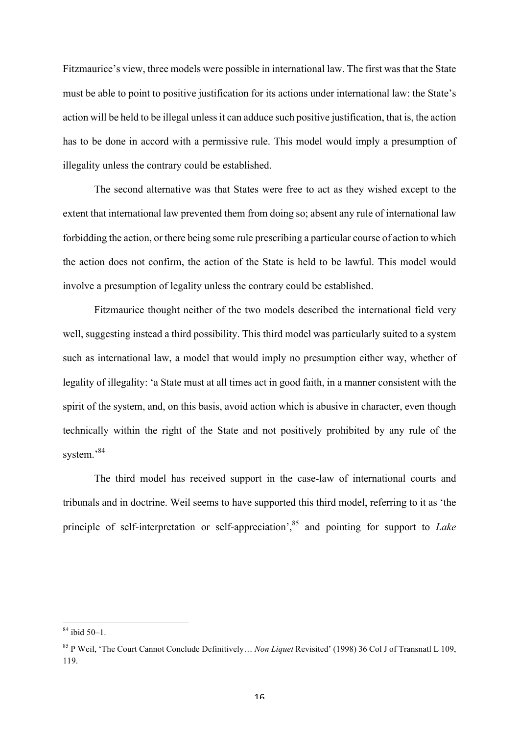Fitzmaurice's view, three models were possible in international law. The first was that the State must be able to point to positive justification for its actions under international law: the State's action will be held to be illegal unless it can adduce such positive justification, that is, the action has to be done in accord with a permissive rule. This model would imply a presumption of illegality unless the contrary could be established.

The second alternative was that States were free to act as they wished except to the extent that international law prevented them from doing so; absent any rule of international law forbidding the action, or there being some rule prescribing a particular course of action to which the action does not confirm, the action of the State is held to be lawful. This model would involve a presumption of legality unless the contrary could be established.

Fitzmaurice thought neither of the two models described the international field very well, suggesting instead a third possibility. This third model was particularly suited to a system such as international law, a model that would imply no presumption either way, whether of legality of illegality: 'a State must at all times act in good faith, in a manner consistent with the spirit of the system, and, on this basis, avoid action which is abusive in character, even though technically within the right of the State and not positively prohibited by any rule of the system.'[84]

The third model has received support in the case-law of international courts and tribunals and in doctrine. Weil seems to have supported this third model, referring to it as 'the principle of self-interpretation or self-appreciation',[85] and pointing for support to *Lake*

---

[84] ibid 50–1.

[85] P Weil, 'The Court Cannot Conclude Definitively… *Non Liquet* Revisited' (1998) 36 Col J of Transnatl L 109, 119.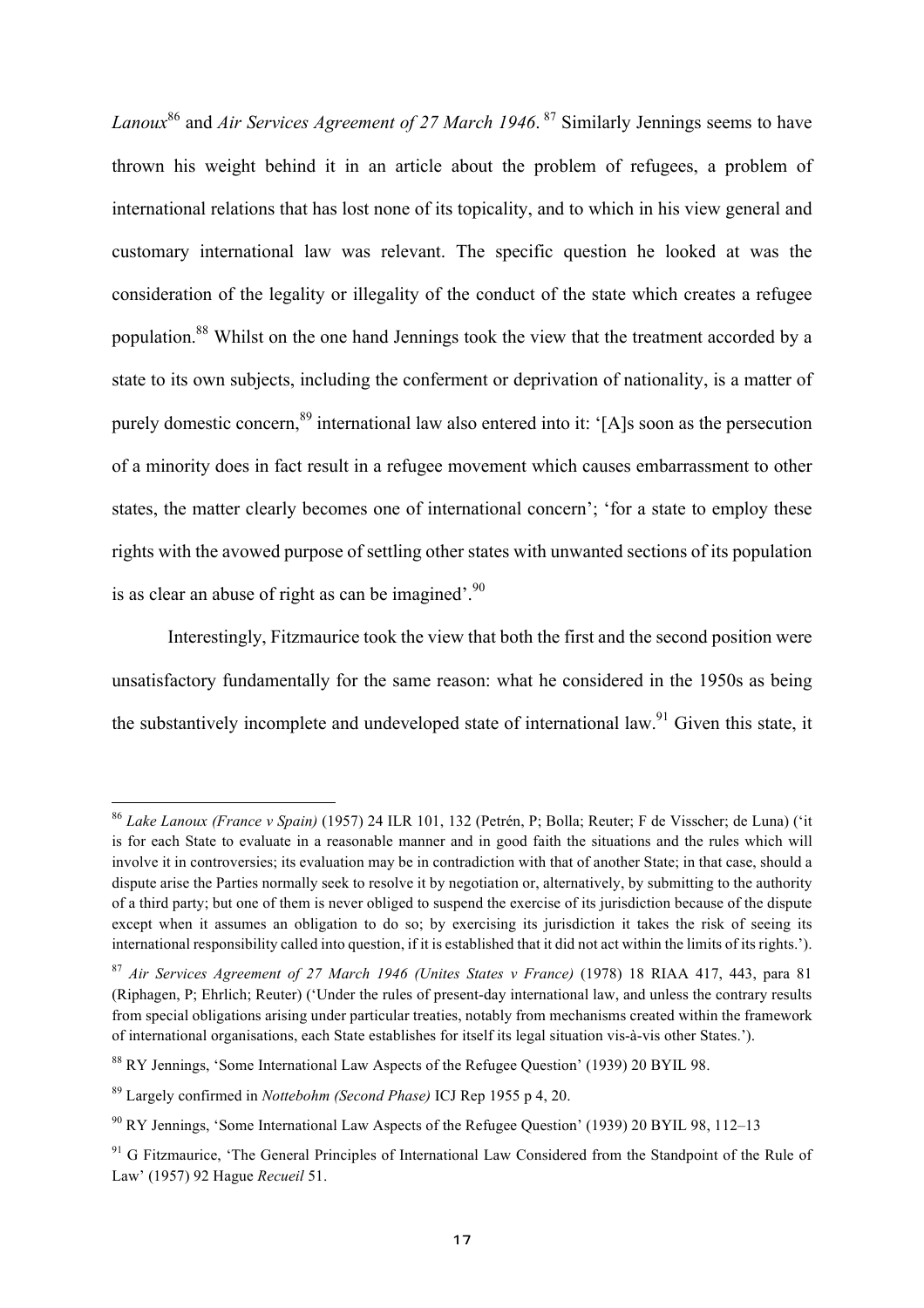*Lanoux*[86] and *Air Services Agreement of 27 March 1946*.[87] Similarly Jennings seems to have thrown his weight behind it in an article about the problem of refugees, a problem of international relations that has lost none of its topicality, and to which in his view general and customary international law was relevant. The specific question he looked at was the consideration of the legality or illegality of the conduct of the state which creates a refugee population.[88] Whilst on the one hand Jennings took the view that the treatment accorded by a state to its own subjects, including the conferment or deprivation of nationality, is a matter of purely domestic concern,[89] international law also entered into it: '[A]s soon as the persecution of a minority does in fact result in a refugee movement which causes embarrassment to other states, the matter clearly becomes one of international concern'; 'for a state to employ these rights with the avowed purpose of settling other states with unwanted sections of its population is as clear an abuse of right as can be imagined'.[90]

Interestingly, Fitzmaurice took the view that both the first and the second position were unsatisfactory fundamentally for the same reason: what he considered in the 1950s as being the substantively incomplete and undeveloped state of international law.[91] Given this state, it

---

[86] *Lake Lanoux (France v Spain)* (1957) 24 ILR 101, 132 (Petrén, P; Bolla; Reuter; F de Visscher; de Luna) ('it is for each State to evaluate in a reasonable manner and in good faith the situations and the rules which will involve it in controversies; its evaluation may be in contradiction with that of another State; in that case, should a dispute arise the Parties normally seek to resolve it by negotiation or, alternatively, by submitting to the authority of a third party; but one of them is never obliged to suspend the exercise of its jurisdiction because of the dispute except when it assumes an obligation to do so; by exercising its jurisdiction it takes the risk of seeing its international responsibility called into question, if it is established that it did not act within the limits of its rights.').

[87] *Air Services Agreement of 27 March 1946 (Unites States v France)* (1978) 18 RIAA 417, 443, para 81 (Riphagen, P; Ehrlich; Reuter) ('Under the rules of present-day international law, and unless the contrary results from special obligations arising under particular treaties, notably from mechanisms created within the framework of international organisations, each State establishes for itself its legal situation vis-à-vis other States.').

[88] RY Jennings, 'Some International Law Aspects of the Refugee Question' (1939) 20 BYIL 98.

[89] Largely confirmed in *Nottebohm (Second Phase)* ICJ Rep 1955 p 4, 20.

[90] RY Jennings, 'Some International Law Aspects of the Refugee Question' (1939) 20 BYIL 98, 112–13

[91] G Fitzmaurice, 'The General Principles of International Law Considered from the Standpoint of the Rule of Law' (1957) 92 Hague *Recueil* 51.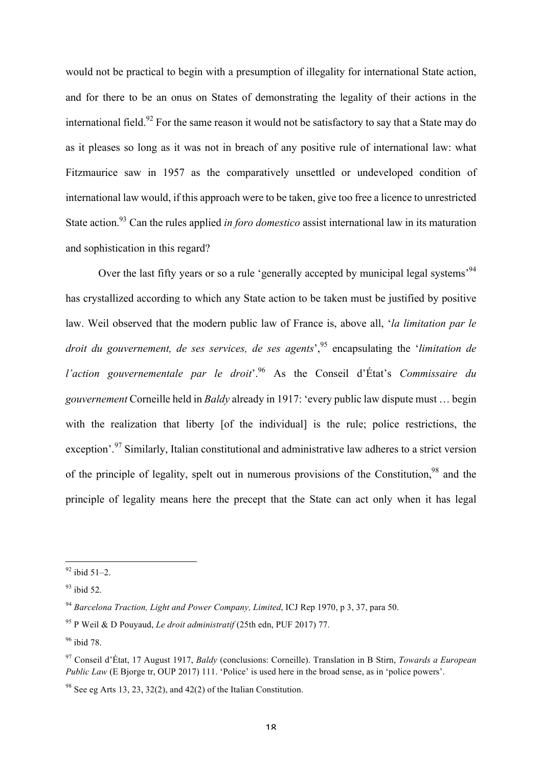would not be practical to begin with a presumption of illegality for international State action, and for there to be an onus on States of demonstrating the legality of their actions in the international field.[92] For the same reason it would not be satisfactory to say that a State may do as it pleases so long as it was not in breach of any positive rule of international law: what Fitzmaurice saw in 1957 as the comparatively unsettled or undeveloped condition of international law would, if this approach were to be taken, give too free a licence to unrestricted State action.[93] Can the rules applied *in foro domestico* assist international law in its maturation and sophistication in this regard?

Over the last fifty years or so a rule 'generally accepted by municipal legal systems'[94] has crystallized according to which any State action to be taken must be justified by positive law. Weil observed that the modern public law of France is, above all, '*la limitation par le droit du gouvernement, de ses services, de ses agents*',[95] encapsulating the '*limitation de l'action gouvernementale par le droit*'.[96] As the Conseil d'État's *Commissaire du gouvernement* Corneille held in *Baldy* already in 1917: 'every public law dispute must … begin with the realization that liberty [of the individual] is the rule; police restrictions, the exception'.[97] Similarly, Italian constitutional and administrative law adheres to a strict version of the principle of legality, spelt out in numerous provisions of the Constitution,[98] and the principle of legality means here the precept that the State can act only when it has legal

---

[92] ibid 51–2.

[93] ibid 52.

[94] *Barcelona Traction, Light and Power Company, Limited*, ICJ Rep 1970, p 3, 37, para 50.

[95] P Weil & D Pouyaud, *Le droit administratif* (25th edn, PUF 2017) 77.

[96] ibid 78.

[97] Conseil d'État, 17 August 1917, *Baldy* (conclusions: Corneille). Translation in B Stirn, *Towards a European Public Law* (E Bjorge tr, OUP 2017) 111. 'Police' is used here in the broad sense, as in 'police powers'.

[98] See eg Arts 13, 23, 32(2), and 42(2) of the Italian Constitution.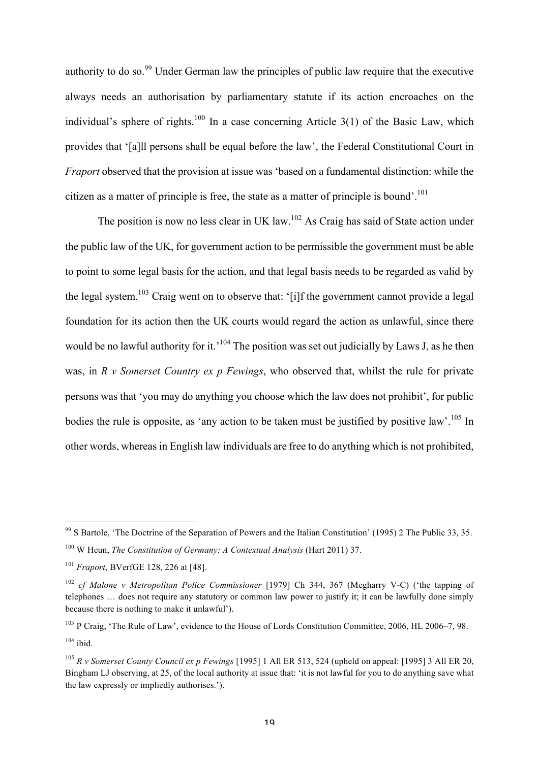authority to do so.[99] Under German law the principles of public law require that the executive always needs an authorisation by parliamentary statute if its action encroaches on the individual's sphere of rights.[100] In a case concerning Article 3(1) of the Basic Law, which provides that '[a]ll persons shall be equal before the law', the Federal Constitutional Court in *Fraport* observed that the provision at issue was 'based on a fundamental distinction: while the citizen as a matter of principle is free, the state as a matter of principle is bound'.[101]

The position is now no less clear in UK law.[102] As Craig has said of State action under the public law of the UK, for government action to be permissible the government must be able to point to some legal basis for the action, and that legal basis needs to be regarded as valid by the legal system.[103] Craig went on to observe that: '[i]f the government cannot provide a legal foundation for its action then the UK courts would regard the action as unlawful, since there would be no lawful authority for it.'[104] The position was set out judicially by Laws J, as he then was, in *R v Somerset Country ex p Fewings*, who observed that, whilst the rule for private persons was that 'you may do anything you choose which the law does not prohibit', for public bodies the rule is opposite, as 'any action to be taken must be justified by positive law'.[105] In other words, whereas in English law individuals are free to do anything which is not prohibited,

---

[99] S Bartole, 'The Doctrine of the Separation of Powers and the Italian Constitution' (1995) 2 The Public 33, 35.

[100] W Heun, *The Constitution of Germany: A Contextual Analysis* (Hart 2011) 37.

[101] *Fraport*, BVerfGE 128, 226 at [48].

[102] *cf Malone v Metropolitan Police Commissioner* [1979] Ch 344, 367 (Megharry V-C) ('the tapping of telephones … does not require any statutory or common law power to justify it; it can be lawfully done simply because there is nothing to make it unlawful').

[103] P Craig, 'The Rule of Law', evidence to the House of Lords Constitution Committee, 2006, HL 2006–7, 98.

[104] ibid.

[105] *R v Somerset County Council ex p Fewings* [1995] 1 All ER 513, 524 (upheld on appeal: [1995] 3 All ER 20, Bingham LJ observing, at 25, of the local authority at issue that: 'it is not lawful for you to do anything save what the law expressly or impliedly authorises.').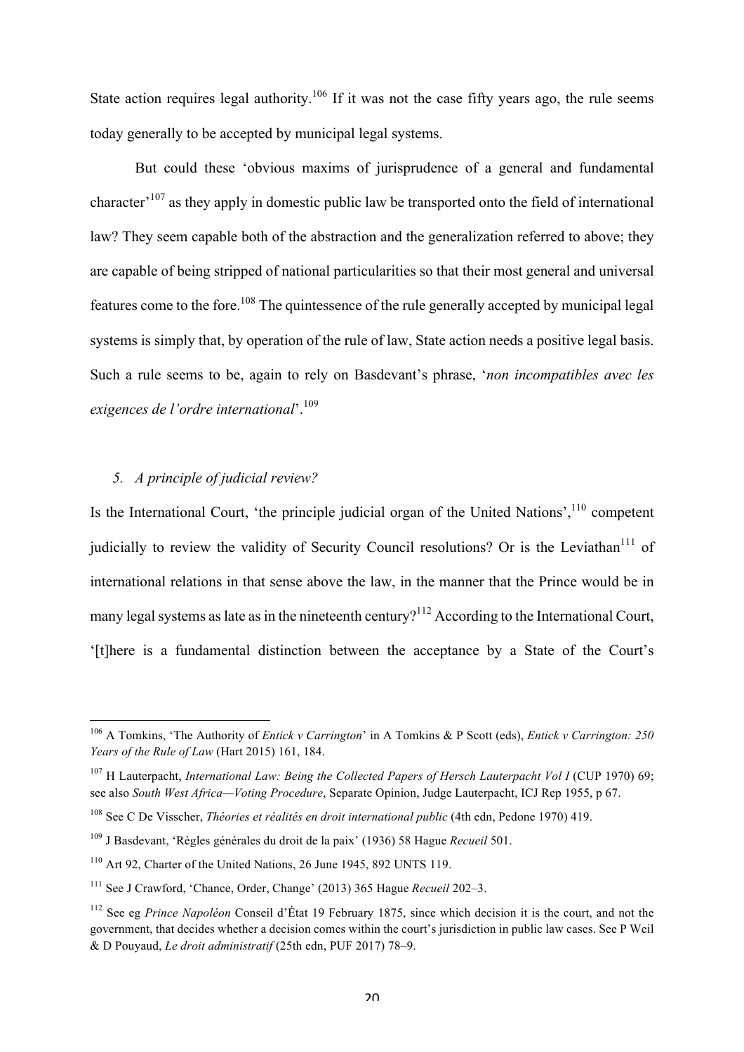State action requires legal authority.[106] If it was not the case fifty years ago, the rule seems today generally to be accepted by municipal legal systems.

But could these 'obvious maxims of jurisprudence of a general and fundamental character'[107] as they apply in domestic public law be transported onto the field of international law? They seem capable both of the abstraction and the generalization referred to above; they are capable of being stripped of national particularities so that their most general and universal features come to the fore.[108] The quintessence of the rule generally accepted by municipal legal systems is simply that, by operation of the rule of law, State action needs a positive legal basis. Such a rule seems to be, again to rely on Basdevant's phrase, '*non incompatibles avec les exigences de l'ordre international*'.[109]

### *5. A principle of judicial review?*

Is the International Court, 'the principle judicial organ of the United Nations',[110] competent judicially to review the validity of Security Council resolutions? Or is the Leviathan[111] of international relations in that sense above the law, in the manner that the Prince would be in many legal systems as late as in the nineteenth century?[112] According to the International Court, '[t]here is a fundamental distinction between the acceptance by a State of the Court's

---

[106] A Tomkins, 'The Authority of *Entick v Carrington*' in A Tomkins & P Scott (eds), *Entick v Carrington: 250 Years of the Rule of Law* (Hart 2015) 161, 184.

[107] H Lauterpacht, *International Law: Being the Collected Papers of Hersch Lauterpacht Vol I* (CUP 1970) 69; see also *South West Africa—Voting Procedure*, Separate Opinion, Judge Lauterpacht, ICJ Rep 1955, p 67.

[108] See C De Visscher, *Théories et réalités en droit international public* (4th edn, Pedone 1970) 419.

[109] J Basdevant, 'Règles générales du droit de la paix' (1936) 58 Hague *Recueil* 501.

[110] Art 92, Charter of the United Nations, 26 June 1945, 892 UNTS 119.

[111] See J Crawford, 'Chance, Order, Change' (2013) 365 Hague *Recueil* 202–3.

[112] See eg *Prince Napoléon* Conseil d'État 19 February 1875, since which decision it is the court, and not the government, that decides whether a decision comes within the court's jurisdiction in public law cases. See P Weil & D Pouyaud, *Le droit administratif* (25th edn, PUF 2017) 78–9.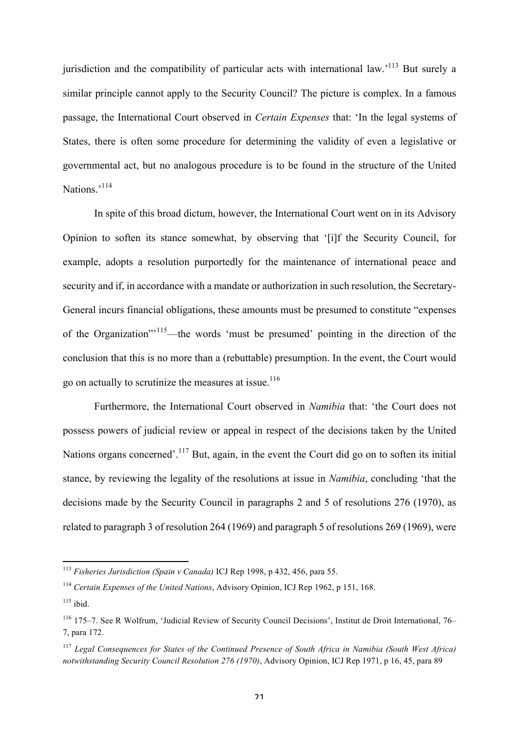jurisdiction and the compatibility of particular acts with international law.'[113] But surely a similar principle cannot apply to the Security Council? The picture is complex. In a famous passage, the International Court observed in *Certain Expenses* that: 'In the legal systems of States, there is often some procedure for determining the validity of even a legislative or governmental act, but no analogous procedure is to be found in the structure of the United Nations.'[114]

In spite of this broad dictum, however, the International Court went on in its Advisory Opinion to soften its stance somewhat, by observing that '[i]f the Security Council, for example, adopts a resolution purportedly for the maintenance of international peace and security and if, in accordance with a mandate or authorization in such resolution, the Secretary-General incurs financial obligations, these amounts must be presumed to constitute "expenses of the Organization"'[115]—the words 'must be presumed' pointing in the direction of the conclusion that this is no more than a (rebuttable) presumption. In the event, the Court would go on actually to scrutinize the measures at issue.[116]

Furthermore, the International Court observed in *Namibia* that: 'the Court does not possess powers of judicial review or appeal in respect of the decisions taken by the United Nations organs concerned'.[117] But, again, in the event the Court did go on to soften its initial stance, by reviewing the legality of the resolutions at issue in *Namibia*, concluding 'that the decisions made by the Security Council in paragraphs 2 and 5 of resolutions 276 (1970), as related to paragraph 3 of resolution 264 (1969) and paragraph 5 of resolutions 269 (1969), were

---

[113] *Fisheries Jurisdiction (Spain v Canada)* ICJ Rep 1998, p 432, 456, para 55.

[114] *Certain Expenses of the United Nations*, Advisory Opinion, ICJ Rep 1962, p 151, 168.

[115] ibid.

[116] 175–7. See R Wolfrum, 'Judicial Review of Security Council Decisions', Institut de Droit International, 76–7, para 172.

[117] *Legal Consequences for States of the Continued Presence of South Africa in Namibia (South West Africa) notwithstanding Security Council Resolution 276 (1970)*, Advisory Opinion, ICJ Rep 1971, p 16, 45, para 89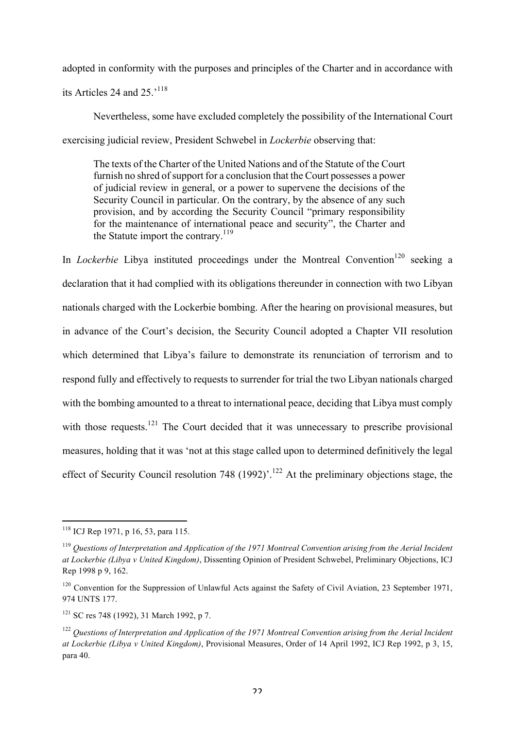adopted in conformity with the purposes and principles of the Charter and in accordance with its Articles 24 and 25.'[118]

Nevertheless, some have excluded completely the possibility of the International Court exercising judicial review, President Schwebel in *Lockerbie* observing that:

> The texts of the Charter of the United Nations and of the Statute of the Court furnish no shred of support for a conclusion that the Court possesses a power of judicial review in general, or a power to supervene the decisions of the Security Council in particular. On the contrary, by the absence of any such provision, and by according the Security Council "primary responsibility for the maintenance of international peace and security", the Charter and the Statute import the contrary.[119]

In *Lockerbie* Libya instituted proceedings under the Montreal Convention[120] seeking a declaration that it had complied with its obligations thereunder in connection with two Libyan nationals charged with the Lockerbie bombing. After the hearing on provisional measures, but in advance of the Court's decision, the Security Council adopted a Chapter VII resolution which determined that Libya's failure to demonstrate its renunciation of terrorism and to respond fully and effectively to requests to surrender for trial the two Libyan nationals charged with the bombing amounted to a threat to international peace, deciding that Libya must comply with those requests.[121] The Court decided that it was unnecessary to prescribe provisional measures, holding that it was 'not at this stage called upon to determined definitively the legal effect of Security Council resolution 748 (1992)'.[122] At the preliminary objections stage, the

---

[118] ICJ Rep 1971, p 16, 53, para 115.

[119] *Questions of Interpretation and Application of the 1971 Montreal Convention arising from the Aerial Incident at Lockerbie (Libya v United Kingdom)*, Dissenting Opinion of President Schwebel, Preliminary Objections, ICJ Rep 1998 p 9, 162.

[120] Convention for the Suppression of Unlawful Acts against the Safety of Civil Aviation, 23 September 1971, 974 UNTS 177.

[121] SC res 748 (1992), 31 March 1992, p 7.

[122] *Questions of Interpretation and Application of the 1971 Montreal Convention arising from the Aerial Incident at Lockerbie (Libya v United Kingdom)*, Provisional Measures, Order of 14 April 1992, ICJ Rep 1992, p 3, 15, para 40.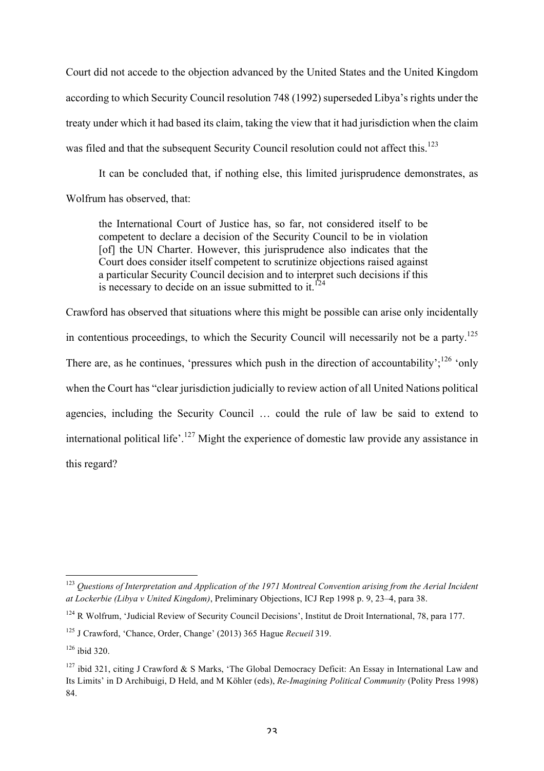Court did not accede to the objection advanced by the United States and the United Kingdom according to which Security Council resolution 748 (1992) superseded Libya's rights under the treaty under which it had based its claim, taking the view that it had jurisdiction when the claim was filed and that the subsequent Security Council resolution could not affect this.[123]

It can be concluded that, if nothing else, this limited jurisprudence demonstrates, as Wolfrum has observed, that:

> the International Court of Justice has, so far, not considered itself to be competent to declare a decision of the Security Council to be in violation [of] the UN Charter. However, this jurisprudence also indicates that the Court does consider itself competent to scrutinize objections raised against a particular Security Council decision and to interpret such decisions if this is necessary to decide on an issue submitted to it.[124]

Crawford has observed that situations where this might be possible can arise only incidentally in contentious proceedings, to which the Security Council will necessarily not be a party.[125] There are, as he continues, 'pressures which push in the direction of accountability';[126] 'only when the Court has "clear jurisdiction judicially to review action of all United Nations political agencies, including the Security Council … could the rule of law be said to extend to international political life'.[127] Might the experience of domestic law provide any assistance in this regard?

---

[123] *Questions of Interpretation and Application of the 1971 Montreal Convention arising from the Aerial Incident at Lockerbie (Libya v United Kingdom)*, Preliminary Objections, ICJ Rep 1998 p. 9, 23–4, para 38.

[124] R Wolfrum, 'Judicial Review of Security Council Decisions', Institut de Droit International, 78, para 177.

[125] J Crawford, 'Chance, Order, Change' (2013) 365 Hague *Recueil* 319.

[126] ibid 320.

[127] ibid 321, citing J Crawford & S Marks, 'The Global Democracy Deficit: An Essay in International Law and Its Limits' in D Archibuigi, D Held, and M Köhler (eds), *Re-Imagining Political Community* (Polity Press 1998) 84.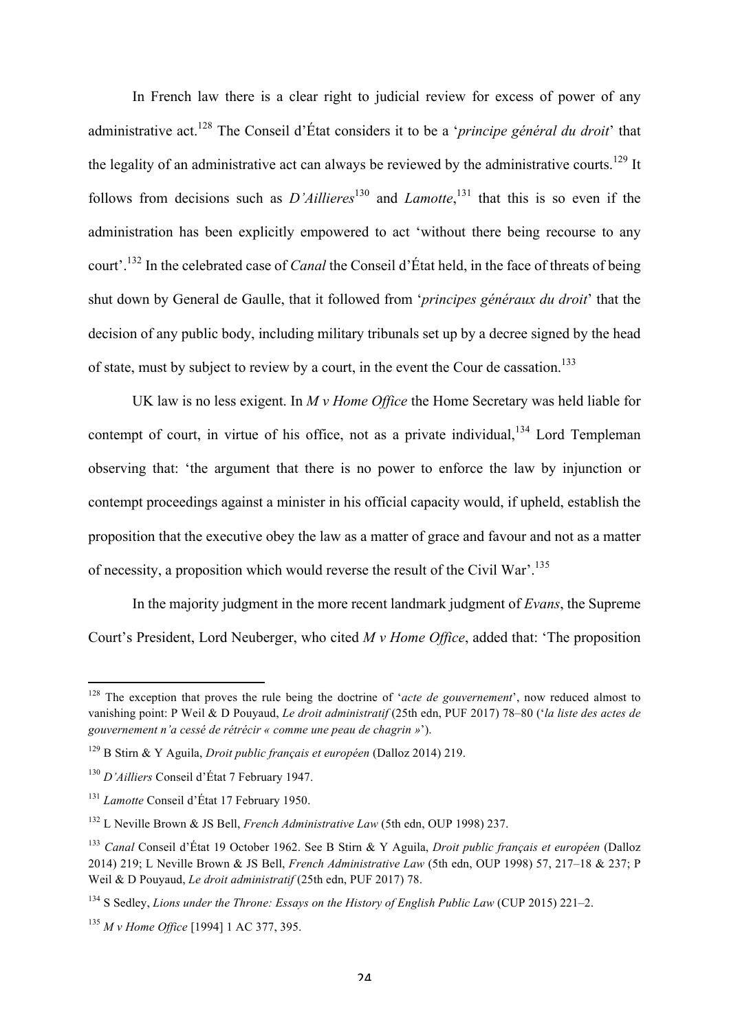In French law there is a clear right to judicial review for excess of power of any administrative act.[128] The Conseil d'État considers it to be a '*principe général du droit*' that the legality of an administrative act can always be reviewed by the administrative courts.[129] It follows from decisions such as *D'Aillieres*[130] and *Lamotte*,[131] that this is so even if the administration has been explicitly empowered to act 'without there being recourse to any court'.[132] In the celebrated case of *Canal* the Conseil d'État held, in the face of threats of being shut down by General de Gaulle, that it followed from '*principes généraux du droit*' that the decision of any public body, including military tribunals set up by a decree signed by the head of state, must by subject to review by a court, in the event the Cour de cassation.[133]

UK law is no less exigent. In *M v Home Office* the Home Secretary was held liable for contempt of court, in virtue of his office, not as a private individual,[134] Lord Templeman observing that: 'the argument that there is no power to enforce the law by injunction or contempt proceedings against a minister in his official capacity would, if upheld, establish the proposition that the executive obey the law as a matter of grace and favour and not as a matter of necessity, a proposition which would reverse the result of the Civil War'.[135]

In the majority judgment in the more recent landmark judgment of *Evans*, the Supreme Court's President, Lord Neuberger, who cited *M v Home Office*, added that: 'The proposition

---

[128] The exception that proves the rule being the doctrine of '*acte de gouvernement*', now reduced almost to vanishing point: P Weil & D Pouyaud, *Le droit administratif* (25th edn, PUF 2017) 78–80 ('*la liste des actes de gouvernement n'a cessé de rétrécir « comme une peau de chagrin »*').

[129] B Stirn & Y Aguila, *Droit public français et européen* (Dalloz 2014) 219.

[130] *D'Ailliers* Conseil d'État 7 February 1947.

[131] *Lamotte* Conseil d'État 17 February 1950.

[132] L Neville Brown & JS Bell, *French Administrative Law* (5th edn, OUP 1998) 237.

[133] *Canal* Conseil d'État 19 October 1962. See B Stirn & Y Aguila, *Droit public français et européen* (Dalloz 2014) 219; L Neville Brown & JS Bell, *French Administrative Law* (5th edn, OUP 1998) 57, 217–18 & 237; P Weil & D Pouyaud, *Le droit administratif* (25th edn, PUF 2017) 78.

[134] S Sedley, *Lions under the Throne: Essays on the History of English Public Law* (CUP 2015) 221–2.

[135] *M v Home Office* [1994] 1 AC 377, 395.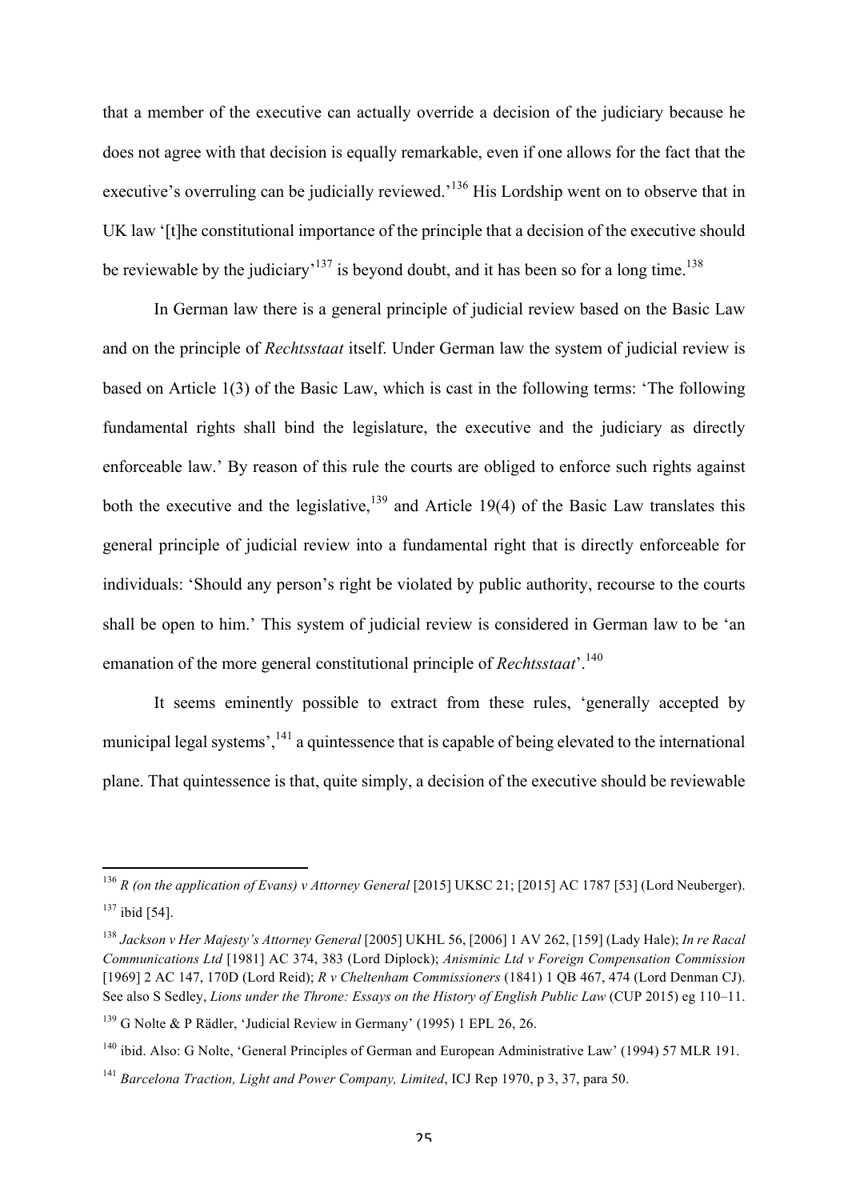that a member of the executive can actually override a decision of the judiciary because he does not agree with that decision is equally remarkable, even if one allows for the fact that the executive's overruling can be judicially reviewed.'[136] His Lordship went on to observe that in UK law '[t]he constitutional importance of the principle that a decision of the executive should be reviewable by the judiciary'[137] is beyond doubt, and it has been so for a long time.[138]

In German law there is a general principle of judicial review based on the Basic Law and on the principle of *Rechtsstaat* itself. Under German law the system of judicial review is based on Article 1(3) of the Basic Law, which is cast in the following terms: 'The following fundamental rights shall bind the legislature, the executive and the judiciary as directly enforceable law.' By reason of this rule the courts are obliged to enforce such rights against both the executive and the legislative,[139] and Article 19(4) of the Basic Law translates this general principle of judicial review into a fundamental right that is directly enforceable for individuals: 'Should any person's right be violated by public authority, recourse to the courts shall be open to him.' This system of judicial review is considered in German law to be 'an emanation of the more general constitutional principle of *Rechtsstaat*'.[140]

It seems eminently possible to extract from these rules, 'generally accepted by municipal legal systems',[141] a quintessence that is capable of being elevated to the international plane. That quintessence is that, quite simply, a decision of the executive should be reviewable

---

[136] *R (on the application of Evans) v Attorney General* [2015] UKSC 21; [2015] AC 1787 [53] (Lord Neuberger).

[137] ibid [54].

[138] *Jackson v Her Majesty's Attorney General* [2005] UKHL 56, [2006] 1 AV 262, [159] (Lady Hale); *In re Racal Communications Ltd* [1981] AC 374, 383 (Lord Diplock); *Anisminic Ltd v Foreign Compensation Commission* [1969] 2 AC 147, 170D (Lord Reid); *R v Cheltenham Commissioners* (1841) 1 QB 467, 474 (Lord Denman CJ). See also S Sedley, *Lions under the Throne: Essays on the History of English Public Law* (CUP 2015) eg 110–11.

[139] G Nolte & P Rädler, 'Judicial Review in Germany' (1995) 1 EPL 26, 26.

[140] ibid. Also: G Nolte, 'General Principles of German and European Administrative Law' (1994) 57 MLR 191.

[141] *Barcelona Traction, Light and Power Company, Limited*, ICJ Rep 1970, p 3, 37, para 50.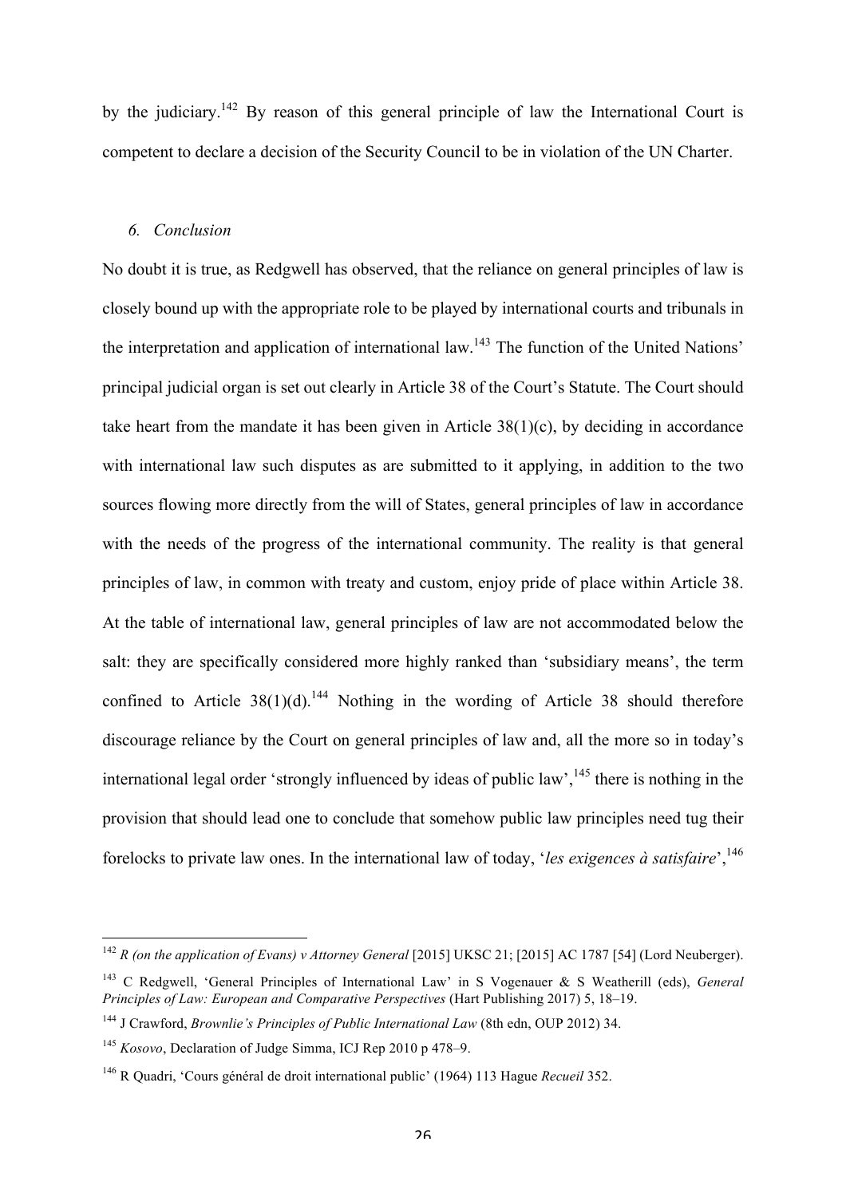by the judiciary.[142] By reason of this general principle of law the International Court is competent to declare a decision of the Security Council to be in violation of the UN Charter.

### *6. Conclusion*

No doubt it is true, as Redgwell has observed, that the reliance on general principles of law is closely bound up with the appropriate role to be played by international courts and tribunals in the interpretation and application of international law.[143] The function of the United Nations' principal judicial organ is set out clearly in Article 38 of the Court's Statute. The Court should take heart from the mandate it has been given in Article 38(1)(c), by deciding in accordance with international law such disputes as are submitted to it applying, in addition to the two sources flowing more directly from the will of States, general principles of law in accordance with the needs of the progress of the international community. The reality is that general principles of law, in common with treaty and custom, enjoy pride of place within Article 38. At the table of international law, general principles of law are not accommodated below the salt: they are specifically considered more highly ranked than 'subsidiary means', the term confined to Article 38(1)(d).[144] Nothing in the wording of Article 38 should therefore discourage reliance by the Court on general principles of law and, all the more so in today's international legal order 'strongly influenced by ideas of public law',[145] there is nothing in the provision that should lead one to conclude that somehow public law principles need tug their forelocks to private law ones. In the international law of today, '*les exigences à satisfaire*',[146]

---

[142] *R (on the application of Evans) v Attorney General* [2015] UKSC 21; [2015] AC 1787 [54] (Lord Neuberger).

[143] C Redgwell, 'General Principles of International Law' in S Vogenauer & S Weatherill (eds), *General Principles of Law: European and Comparative Perspectives* (Hart Publishing 2017) 5, 18–19.

[144] J Crawford, *Brownlie's Principles of Public International Law* (8th edn, OUP 2012) 34.

[145] *Kosovo*, Declaration of Judge Simma, ICJ Rep 2010 p 478–9.

[146] R Quadri, 'Cours général de droit international public' (1964) 113 Hague *Recueil* 352.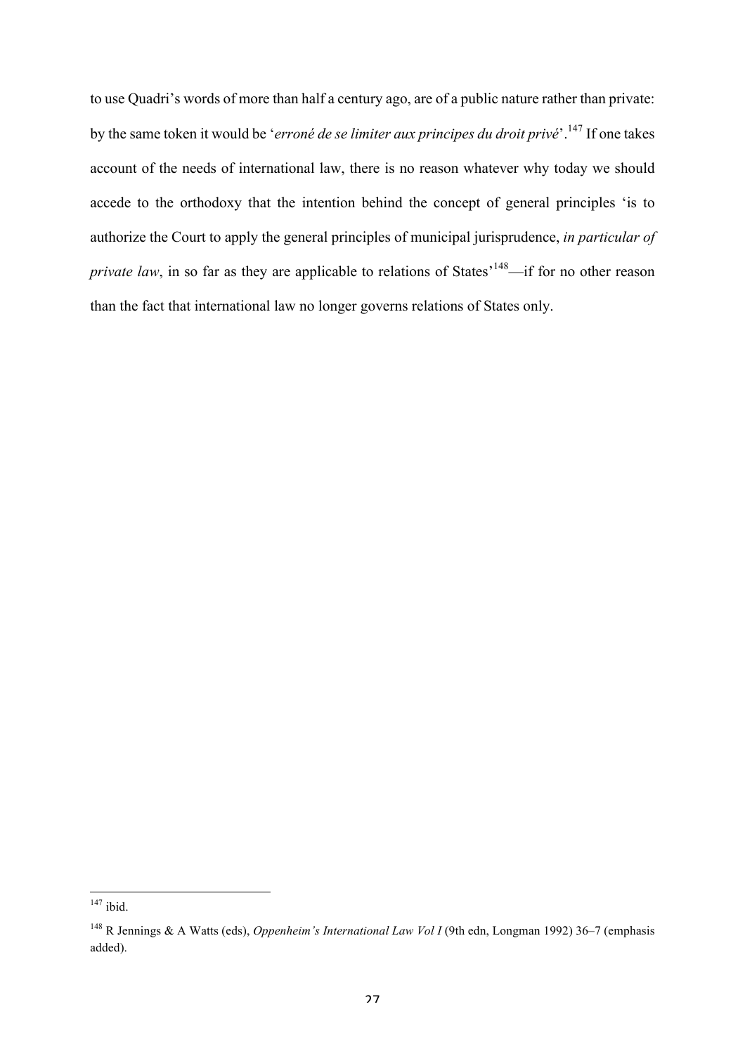to use Quadri's words of more than half a century ago, are of a public nature rather than private: by the same token it would be '*erroné de se limiter aux principes du droit privé*'.[147] If one takes account of the needs of international law, there is no reason whatever why today we should accede to the orthodoxy that the intention behind the concept of general principles 'is to authorize the Court to apply the general principles of municipal jurisprudence, *in particular of private law*, in so far as they are applicable to relations of States'[148]—if for no other reason than the fact that international law no longer governs relations of States only.

---

[147] ibid.

[148] R Jennings & A Watts (eds), *Oppenheim's International Law Vol I* (9th edn, Longman 1992) 36–7 (emphasis added).